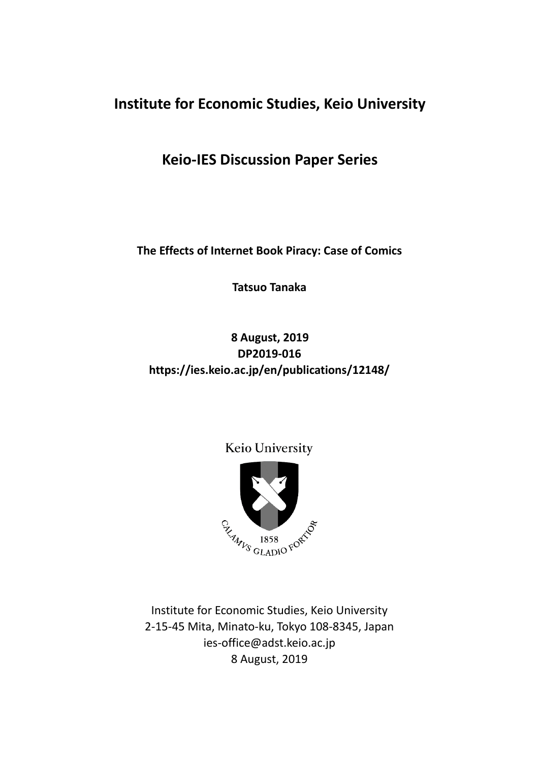# Institute for Economic Studies, Keio University

## Keio-IES Discussion Paper Series

**The Effects of Internet Book Piracy: Case of Comics**

**Tatsuo Tanaka**

**8 August, 2019**
**DP2019-016**
**https://ies.keio.ac.jp/en/publications/12148/**

Keio University

CALAMVS GLADIO FORTIOR
1858

Institute for Economic Studies, Keio University
2-15-45 Mita, Minato-ku, Tokyo 108-8345, Japan
ies-office@adst.keio.ac.jp
8 August, 2019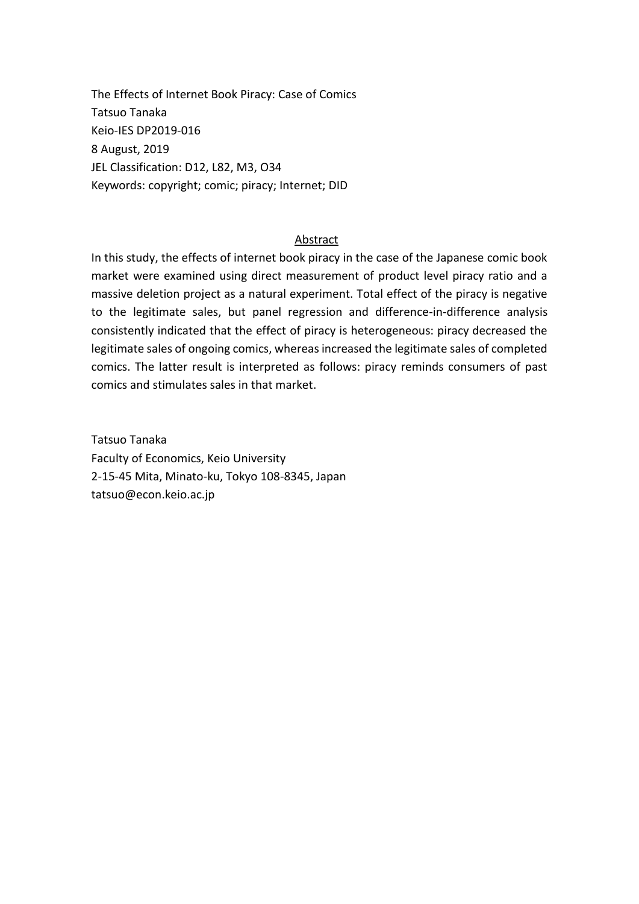The Effects of Internet Book Piracy: Case of Comics
Tatsuo Tanaka
Keio-IES DP2019-016
8 August, 2019
JEL Classification: D12, L82, M3, O34
Keywords: copyright; comic; piracy; Internet; DID

## Abstract

In this study, the effects of internet book piracy in the case of the Japanese comic book market were examined using direct measurement of product level piracy ratio and a massive deletion project as a natural experiment. Total effect of the piracy is negative to the legitimate sales, but panel regression and difference-in-difference analysis consistently indicated that the effect of piracy is heterogeneous: piracy decreased the legitimate sales of ongoing comics, whereas increased the legitimate sales of completed comics. The latter result is interpreted as follows: piracy reminds consumers of past comics and stimulates sales in that market.

Tatsuo Tanaka
Faculty of Economics, Keio University
2-15-45 Mita, Minato-ku, Tokyo 108-8345, Japan
tatsuo@econ.keio.ac.jp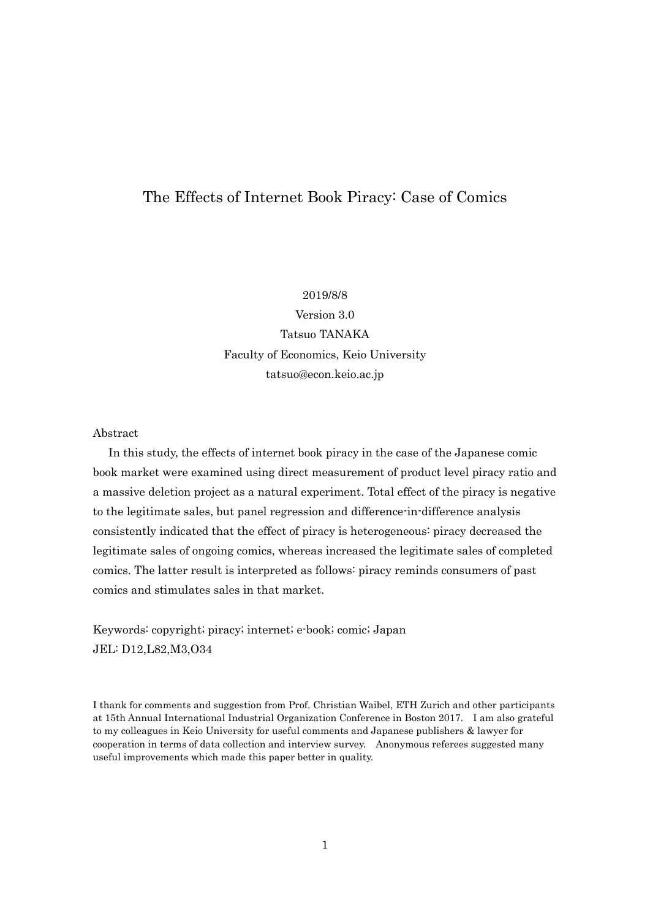# The Effects of Internet Book Piracy: Case of Comics

2019/8/8

Version 3.0

Tatsuo TANAKA

Faculty of Economics, Keio University

tatsuo@econ.keio.ac.jp

Abstract

In this study, the effects of internet book piracy in the case of the Japanese comic book market were examined using direct measurement of product level piracy ratio and a massive deletion project as a natural experiment. Total effect of the piracy is negative to the legitimate sales, but panel regression and difference-in-difference analysis consistently indicated that the effect of piracy is heterogeneous: piracy decreased the legitimate sales of ongoing comics, whereas increased the legitimate sales of completed comics. The latter result is interpreted as follows: piracy reminds consumers of past comics and stimulates sales in that market.

Keywords: copyright; piracy; internet; e-book; comic; Japan

JEL: D12,L82,M3,O34

I thank for comments and suggestion from Prof. Christian Waibel, ETH Zurich and other participants at 15th Annual International Industrial Organization Conference in Boston 2017. I am also grateful to my colleagues in Keio University for useful comments and Japanese publishers & lawyer for cooperation in terms of data collection and interview survey. Anonymous referees suggested many useful improvements which made this paper better in quality.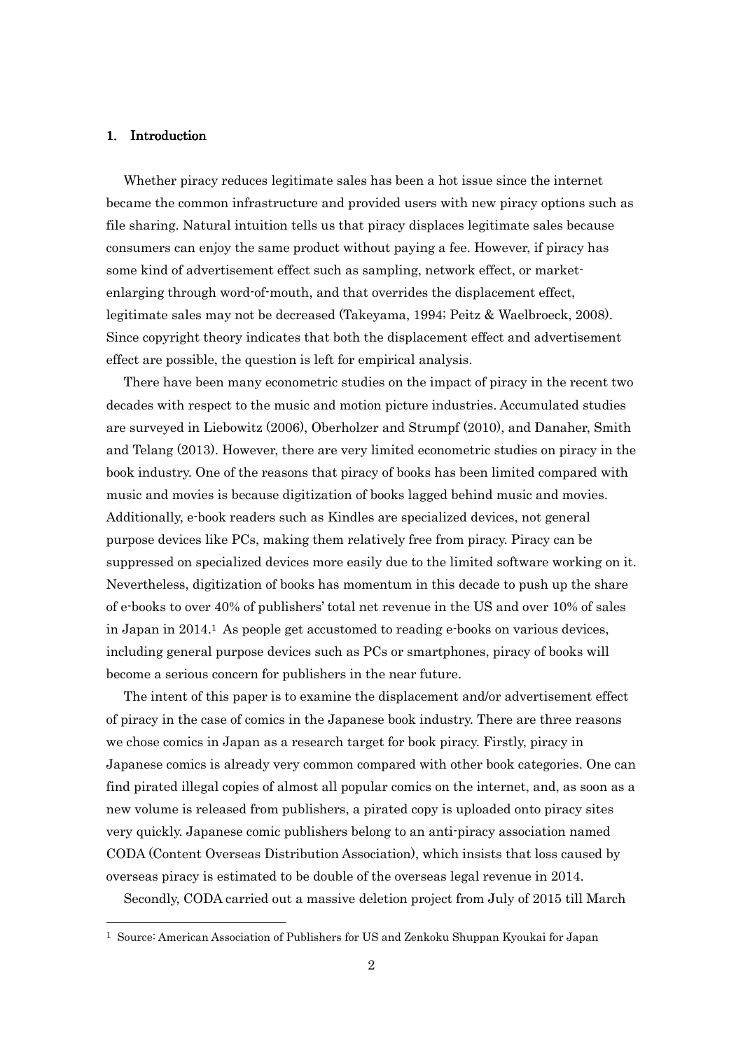## 1. Introduction

Whether piracy reduces legitimate sales has been a hot issue since the internet became the common infrastructure and provided users with new piracy options such as file sharing. Natural intuition tells us that piracy displaces legitimate sales because consumers can enjoy the same product without paying a fee. However, if piracy has some kind of advertisement effect such as sampling, network effect, or market-enlarging through word-of-mouth, and that overrides the displacement effect, legitimate sales may not be decreased (Takeyama, 1994; Peitz & Waelbroeck, 2008). Since copyright theory indicates that both the displacement effect and advertisement effect are possible, the question is left for empirical analysis.

There have been many econometric studies on the impact of piracy in the recent two decades with respect to the music and motion picture industries. Accumulated studies are surveyed in Liebowitz (2006), Oberholzer and Strumpf (2010), and Danaher, Smith and Telang (2013). However, there are very limited econometric studies on piracy in the book industry. One of the reasons that piracy of books has been limited compared with music and movies is because digitization of books lagged behind music and movies. Additionally, e-book readers such as Kindles are specialized devices, not general purpose devices like PCs, making them relatively free from piracy. Piracy can be suppressed on specialized devices more easily due to the limited software working on it. Nevertheless, digitization of books has momentum in this decade to push up the share of e-books to over 40% of publishers' total net revenue in the US and over 10% of sales in Japan in 2014.[1] As people get accustomed to reading e-books on various devices, including general purpose devices such as PCs or smartphones, piracy of books will become a serious concern for publishers in the near future.

The intent of this paper is to examine the displacement and/or advertisement effect of piracy in the case of comics in the Japanese book industry. There are three reasons we chose comics in Japan as a research target for book piracy. Firstly, piracy in Japanese comics is already very common compared with other book categories. One can find pirated illegal copies of almost all popular comics on the internet, and, as soon as a new volume is released from publishers, a pirated copy is uploaded onto piracy sites very quickly. Japanese comic publishers belong to an anti-piracy association named CODA (Content Overseas Distribution Association), which insists that loss caused by overseas piracy is estimated to be double of the overseas legal revenue in 2014.

Secondly, CODA carried out a massive deletion project from July of 2015 till March

[1] Source: American Association of Publishers for US and Zenkoku Shuppan Kyoukai for Japan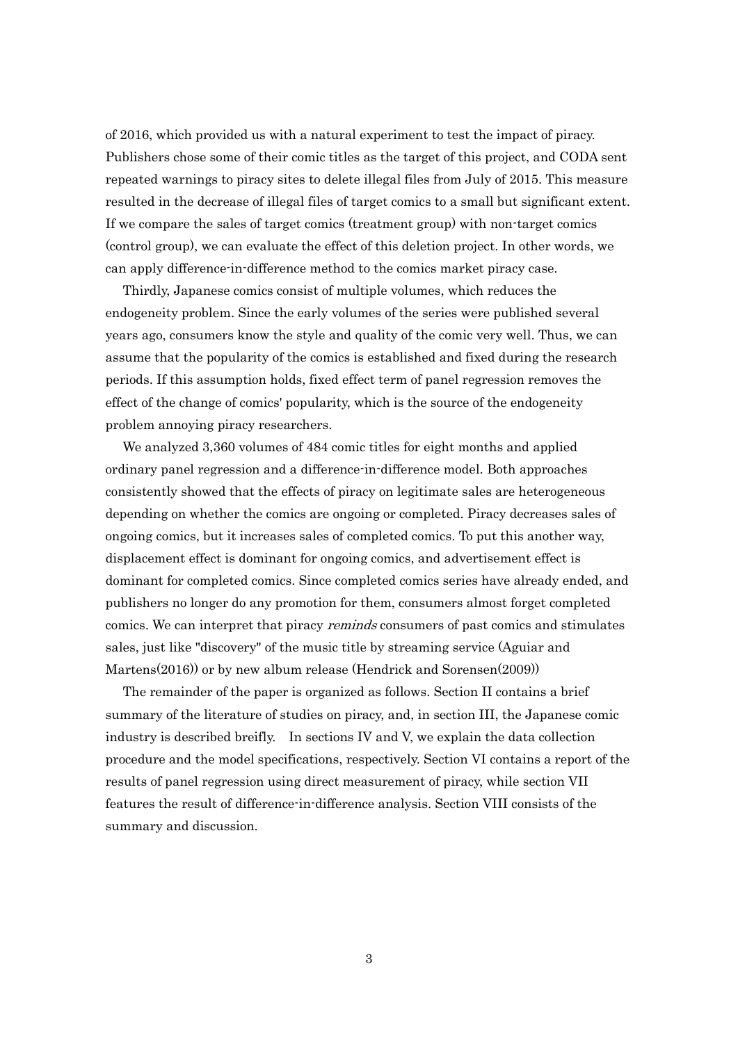of 2016, which provided us with a natural experiment to test the impact of piracy. Publishers chose some of their comic titles as the target of this project, and CODA sent repeated warnings to piracy sites to delete illegal files from July of 2015. This measure resulted in the decrease of illegal files of target comics to a small but significant extent. If we compare the sales of target comics (treatment group) with non-target comics (control group), we can evaluate the effect of this deletion project. In other words, we can apply difference-in-difference method to the comics market piracy case.

Thirdly, Japanese comics consist of multiple volumes, which reduces the endogeneity problem. Since the early volumes of the series were published several years ago, consumers know the style and quality of the comic very well. Thus, we can assume that the popularity of the comics is established and fixed during the research periods. If this assumption holds, fixed effect term of panel regression removes the effect of the change of comics' popularity, which is the source of the endogeneity problem annoying piracy researchers.

We analyzed 3,360 volumes of 484 comic titles for eight months and applied ordinary panel regression and a difference-in-difference model. Both approaches consistently showed that the effects of piracy on legitimate sales are heterogeneous depending on whether the comics are ongoing or completed. Piracy decreases sales of ongoing comics, but it increases sales of completed comics. To put this another way, displacement effect is dominant for ongoing comics, and advertisement effect is dominant for completed comics. Since completed comics series have already ended, and publishers no longer do any promotion for them, consumers almost forget completed comics. We can interpret that piracy *reminds* consumers of past comics and stimulates sales, just like "discovery" of the music title by streaming service (Aguiar and Martens(2016)) or by new album release (Hendrick and Sorensen(2009))

The remainder of the paper is organized as follows. Section II contains a brief summary of the literature of studies on piracy, and, in section III, the Japanese comic industry is described breifly. In sections IV and V, we explain the data collection procedure and the model specifications, respectively. Section VI contains a report of the results of panel regression using direct measurement of piracy, while section VII features the result of difference-in-difference analysis. Section VIII consists of the summary and discussion.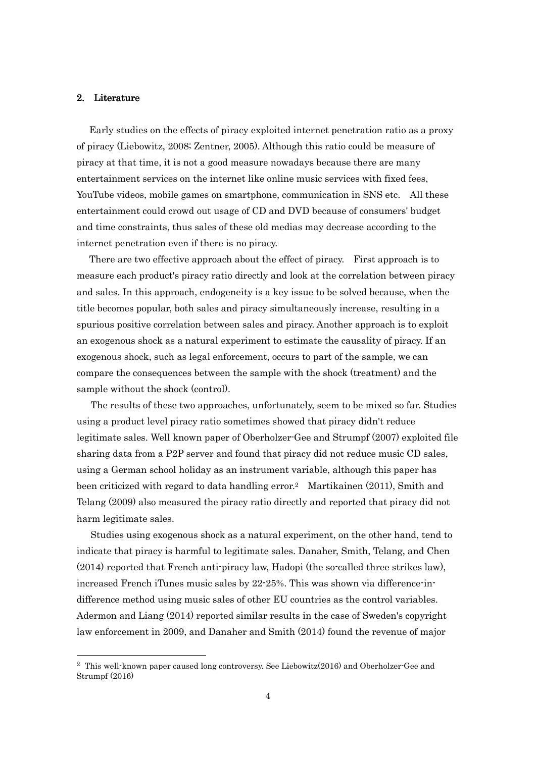## 2. Literature

Early studies on the effects of piracy exploited internet penetration ratio as a proxy of piracy (Liebowitz, 2008; Zentner, 2005). Although this ratio could be measure of piracy at that time, it is not a good measure nowadays because there are many entertainment services on the internet like online music services with fixed fees, YouTube videos, mobile games on smartphone, communication in SNS etc. All these entertainment could crowd out usage of CD and DVD because of consumers' budget and time constraints, thus sales of these old medias may decrease according to the internet penetration even if there is no piracy.

There are two effective approach about the effect of piracy. First approach is to measure each product's piracy ratio directly and look at the correlation between piracy and sales. In this approach, endogeneity is a key issue to be solved because, when the title becomes popular, both sales and piracy simultaneously increase, resulting in a spurious positive correlation between sales and piracy. Another approach is to exploit an exogenous shock as a natural experiment to estimate the causality of piracy. If an exogenous shock, such as legal enforcement, occurs to part of the sample, we can compare the consequences between the sample with the shock (treatment) and the sample without the shock (control).

The results of these two approaches, unfortunately, seem to be mixed so far. Studies using a product level piracy ratio sometimes showed that piracy didn't reduce legitimate sales. Well known paper of Oberholzer-Gee and Strumpf (2007) exploited file sharing data from a P2P server and found that piracy did not reduce music CD sales, using a German school holiday as an instrument variable, although this paper has been criticized with regard to data handling error.[2] Martikainen (2011), Smith and Telang (2009) also measured the piracy ratio directly and reported that piracy did not harm legitimate sales.

Studies using exogenous shock as a natural experiment, on the other hand, tend to indicate that piracy is harmful to legitimate sales. Danaher, Smith, Telang, and Chen (2014) reported that French anti-piracy law, Hadopi (the so-called three strikes law), increased French iTunes music sales by 22-25%. This was shown via difference-in-difference method using music sales of other EU countries as the control variables. Adermon and Liang (2014) reported similar results in the case of Sweden's copyright law enforcement in 2009, and Danaher and Smith (2014) found the revenue of major

[2] This well-known paper caused long controversy. See Liebowitz(2016) and Oberholzer-Gee and Strumpf (2016)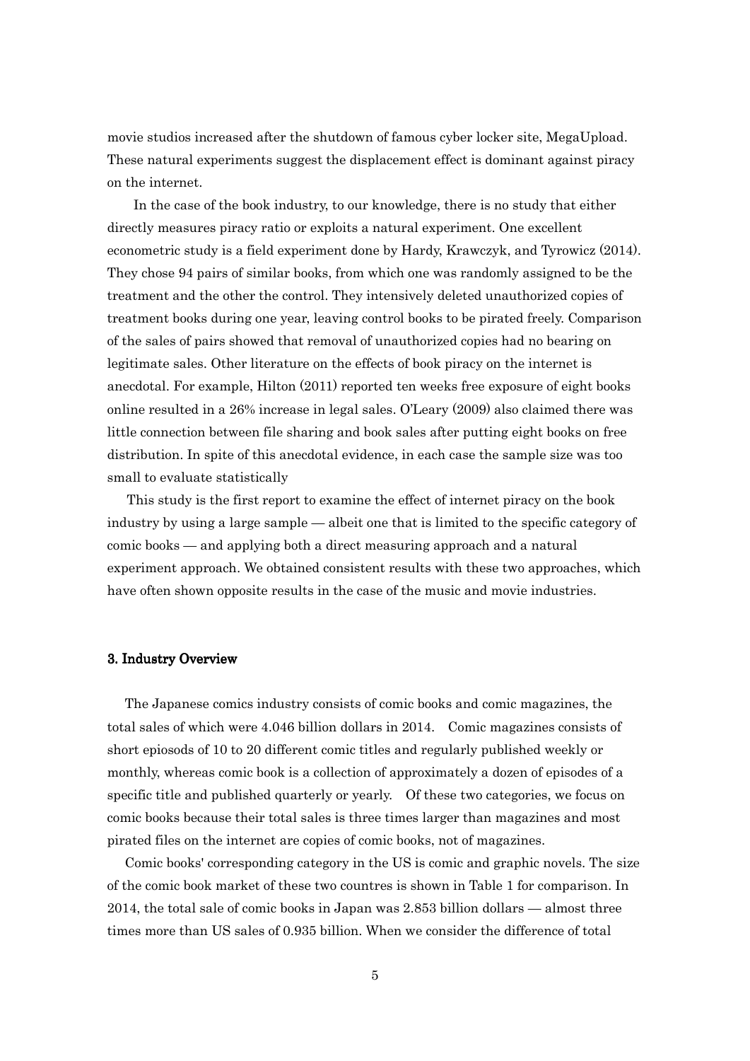movie studios increased after the shutdown of famous cyber locker site, MegaUpload. These natural experiments suggest the displacement effect is dominant against piracy on the internet.

In the case of the book industry, to our knowledge, there is no study that either directly measures piracy ratio or exploits a natural experiment. One excellent econometric study is a field experiment done by Hardy, Krawczyk, and Tyrowicz (2014). They chose 94 pairs of similar books, from which one was randomly assigned to be the treatment and the other the control. They intensively deleted unauthorized copies of treatment books during one year, leaving control books to be pirated freely. Comparison of the sales of pairs showed that removal of unauthorized copies had no bearing on legitimate sales. Other literature on the effects of book piracy on the internet is anecdotal. For example, Hilton (2011) reported ten weeks free exposure of eight books online resulted in a 26% increase in legal sales. O'Leary (2009) also claimed there was little connection between file sharing and book sales after putting eight books on free distribution. In spite of this anecdotal evidence, in each case the sample size was too small to evaluate statistically

This study is the first report to examine the effect of internet piracy on the book industry by using a large sample — albeit one that is limited to the specific category of comic books — and applying both a direct measuring approach and a natural experiment approach. We obtained consistent results with these two approaches, which have often shown opposite results in the case of the music and movie industries.

### 3. Industry Overview

The Japanese comics industry consists of comic books and comic magazines, the total sales of which were 4.046 billion dollars in 2014. Comic magazines consists of short epiosods of 10 to 20 different comic titles and regularly published weekly or monthly, whereas comic book is a collection of approximately a dozen of episodes of a specific title and published quarterly or yearly. Of these two categories, we focus on comic books because their total sales is three times larger than magazines and most pirated files on the internet are copies of comic books, not of magazines.

Comic books' corresponding category in the US is comic and graphic novels. The size of the comic book market of these two countres is shown in Table 1 for comparison. In 2014, the total sale of comic books in Japan was 2.853 billion dollars — almost three times more than US sales of 0.935 billion. When we consider the difference of total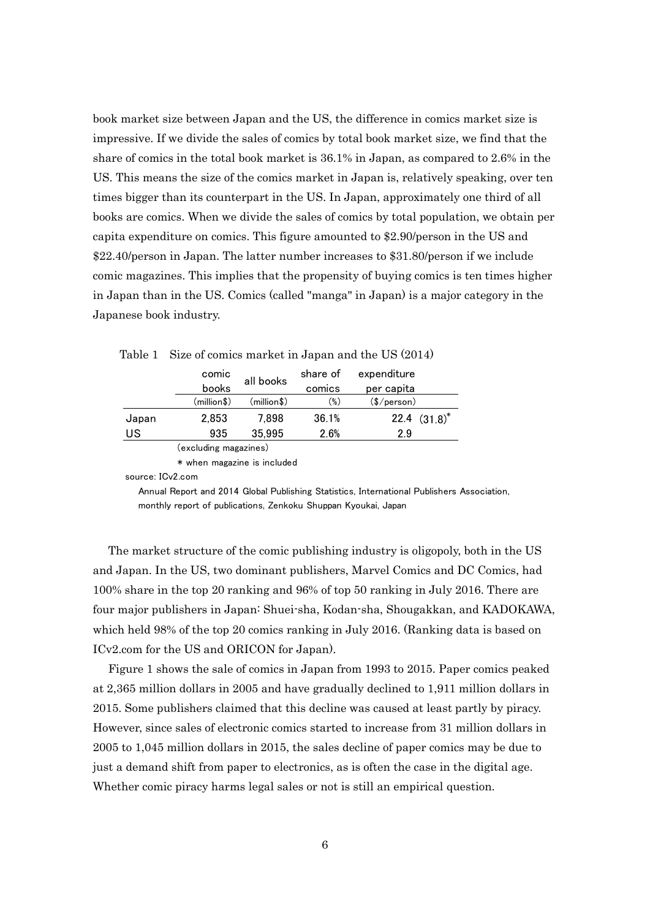book market size between Japan and the US, the difference in comics market size is impressive. If we divide the sales of comics by total book market size, we find that the share of comics in the total book market is 36.1% in Japan, as compared to 2.6% in the US. This means the size of the comics market in Japan is, relatively speaking, over ten times bigger than its counterpart in the US. In Japan, approximately one third of all books are comics. When we divide the sales of comics by total population, we obtain per capita expenditure on comics. This figure amounted to $2.90/person in the US and $22.40/person in Japan. The latter number increases to $31.80/person if we include comic magazines. This implies that the propensity of buying comics is ten times higher in Japan than in the US. Comics (called "manga" in Japan) is a major category in the Japanese book industry.

Table 1 Size of comics market in Japan and the US (2014)

| | comic books | all books | share of comics | expenditure per capita |
|---|---|---|---|---|
| | (million$) | (million$) | (%) | ($/person) |
| Japan | 2,853 | 7,898 | 36.1% | 22.4 (31.8)* |
| US | 935 | 35,995 | 2.6% | 2.9 |

(excluding magazines)

\* when magazine is included

source: ICv2.com

Annual Report and 2014 Global Publishing Statistics, International Publishers Association, monthly report of publications, Zenkoku Shuppan Kyoukai, Japan

The market structure of the comic publishing industry is oligopoly, both in the US and Japan. In the US, two dominant publishers, Marvel Comics and DC Comics, had 100% share in the top 20 ranking and 96% of top 50 ranking in July 2016. There are four major publishers in Japan: Shuei-sha, Kodan-sha, Shougakkan, and KADOKAWA, which held 98% of the top 20 comics ranking in July 2016. (Ranking data is based on ICv2.com for the US and ORICON for Japan).

Figure 1 shows the sale of comics in Japan from 1993 to 2015. Paper comics peaked at 2,365 million dollars in 2005 and have gradually declined to 1,911 million dollars in 2015. Some publishers claimed that this decline was caused at least partly by piracy. However, since sales of electronic comics started to increase from 31 million dollars in 2005 to 1,045 million dollars in 2015, the sales decline of paper comics may be due to just a demand shift from paper to electronics, as is often the case in the digital age. Whether comic piracy harms legal sales or not is still an empirical question.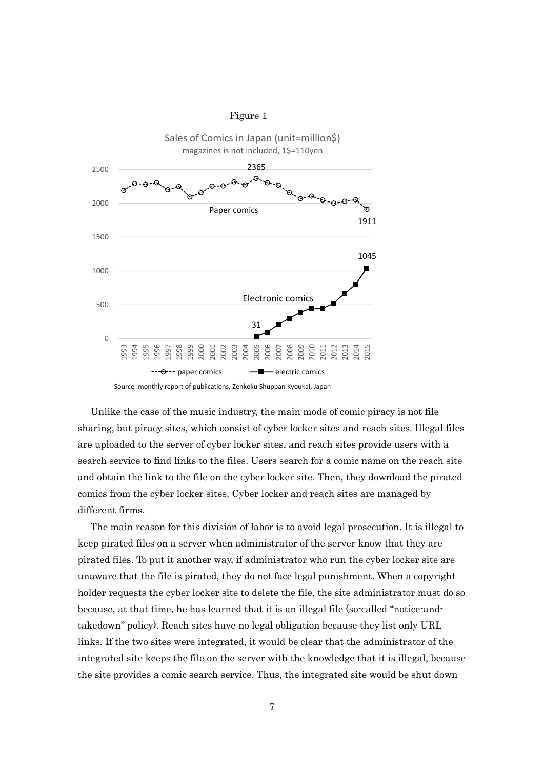Figure 1

Sales of Comics in Japan (unit=million$)
magazines is not included, 1$=110yen

Source：monthly report of publications, Zenkoku Shuppan Kyoukai, Japan

Unlike the case of the music industry, the main mode of comic piracy is not file sharing, but piracy sites, which consist of cyber locker sites and reach sites. Illegal files are uploaded to the server of cyber locker sites, and reach sites provide users with a search service to find links to the files. Users search for a comic name on the reach site and obtain the link to the file on the cyber locker site. Then, they download the pirated comics from the cyber locker sites. Cyber locker and reach sites are managed by different firms.

The main reason for this division of labor is to avoid legal prosecution. It is illegal to keep pirated files on a server when administrator of the server know that they are pirated files. To put it another way, if administrator who run the cyber locker site are unaware that the file is pirated, they do not face legal punishment. When a copyright holder requests the cyber locker site to delete the file, the site administrator must do so because, at that time, he has learned that it is an illegal file (so-called "notice-and-takedown" policy). Reach sites have no legal obligation because they list only URL links. If the two sites were integrated, it would be clear that the administrator of the integrated site keeps the file on the server with the knowledge that it is illegal, because the site provides a comic search service. Thus, the integrated site would be shut down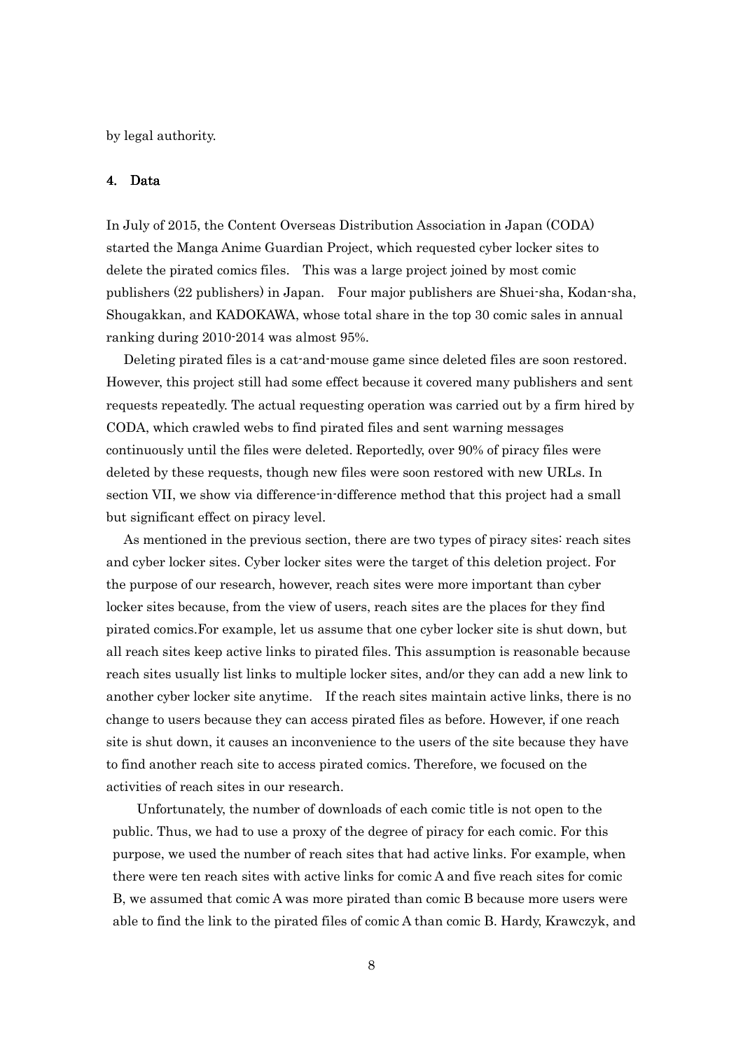by legal authority.

## 4. Data

In July of 2015, the Content Overseas Distribution Association in Japan (CODA) started the Manga Anime Guardian Project, which requested cyber locker sites to delete the pirated comics files. This was a large project joined by most comic publishers (22 publishers) in Japan. Four major publishers are Shuei-sha, Kodan-sha, Shougakkan, and KADOKAWA, whose total share in the top 30 comic sales in annual ranking during 2010-2014 was almost 95%.

Deleting pirated files is a cat-and-mouse game since deleted files are soon restored. However, this project still had some effect because it covered many publishers and sent requests repeatedly. The actual requesting operation was carried out by a firm hired by CODA, which crawled webs to find pirated files and sent warning messages continuously until the files were deleted. Reportedly, over 90% of piracy files were deleted by these requests, though new files were soon restored with new URLs. In section VII, we show via difference-in-difference method that this project had a small but significant effect on piracy level.

As mentioned in the previous section, there are two types of piracy sites: reach sites and cyber locker sites. Cyber locker sites were the target of this deletion project. For the purpose of our research, however, reach sites were more important than cyber locker sites because, from the view of users, reach sites are the places for they find pirated comics.For example, let us assume that one cyber locker site is shut down, but all reach sites keep active links to pirated files. This assumption is reasonable because reach sites usually list links to multiple locker sites, and/or they can add a new link to another cyber locker site anytime. If the reach sites maintain active links, there is no change to users because they can access pirated files as before. However, if one reach site is shut down, it causes an inconvenience to the users of the site because they have to find another reach site to access pirated comics. Therefore, we focused on the activities of reach sites in our research.

Unfortunately, the number of downloads of each comic title is not open to the public. Thus, we had to use a proxy of the degree of piracy for each comic. For this purpose, we used the number of reach sites that had active links. For example, when there were ten reach sites with active links for comic A and five reach sites for comic B, we assumed that comic A was more pirated than comic B because more users were able to find the link to the pirated files of comic A than comic B. Hardy, Krawczyk, and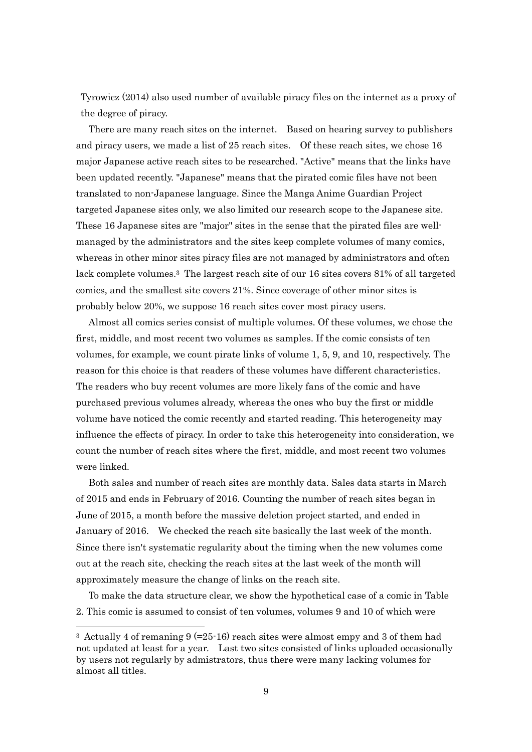Tyrowicz (2014) also used number of available piracy files on the internet as a proxy of the degree of piracy.

There are many reach sites on the internet. Based on hearing survey to publishers and piracy users, we made a list of 25 reach sites. Of these reach sites, we chose 16 major Japanese active reach sites to be researched. "Active" means that the links have been updated recently. "Japanese" means that the pirated comic files have not been translated to non-Japanese language. Since the Manga Anime Guardian Project targeted Japanese sites only, we also limited our research scope to the Japanese site. These 16 Japanese sites are "major" sites in the sense that the pirated files are well-managed by the administrators and the sites keep complete volumes of many comics, whereas in other minor sites piracy files are not managed by administrators and often lack complete volumes.[3] The largest reach site of our 16 sites covers 81% of all targeted comics, and the smallest site covers 21%. Since coverage of other minor sites is probably below 20%, we suppose 16 reach sites cover most piracy users.

Almost all comics series consist of multiple volumes. Of these volumes, we chose the first, middle, and most recent two volumes as samples. If the comic consists of ten volumes, for example, we count pirate links of volume 1, 5, 9, and 10, respectively. The reason for this choice is that readers of these volumes have different characteristics. The readers who buy recent volumes are more likely fans of the comic and have purchased previous volumes already, whereas the ones who buy the first or middle volume have noticed the comic recently and started reading. This heterogeneity may influence the effects of piracy. In order to take this heterogeneity into consideration, we count the number of reach sites where the first, middle, and most recent two volumes were linked.

Both sales and number of reach sites are monthly data. Sales data starts in March of 2015 and ends in February of 2016. Counting the number of reach sites began in June of 2015, a month before the massive deletion project started, and ended in January of 2016. We checked the reach site basically the last week of the month. Since there isn't systematic regularity about the timing when the new volumes come out at the reach site, checking the reach sites at the last week of the month will approximately measure the change of links on the reach site.

To make the data structure clear, we show the hypothetical case of a comic in Table 2. This comic is assumed to consist of ten volumes, volumes 9 and 10 of which were

---

[3] Actually 4 of remaning 9 (=25-16) reach sites were almost empy and 3 of them had not updated at least for a year. Last two sites consisted of links uploaded occasionally by users not regularly by admistrators, thus there were many lacking volumes for almost all titles.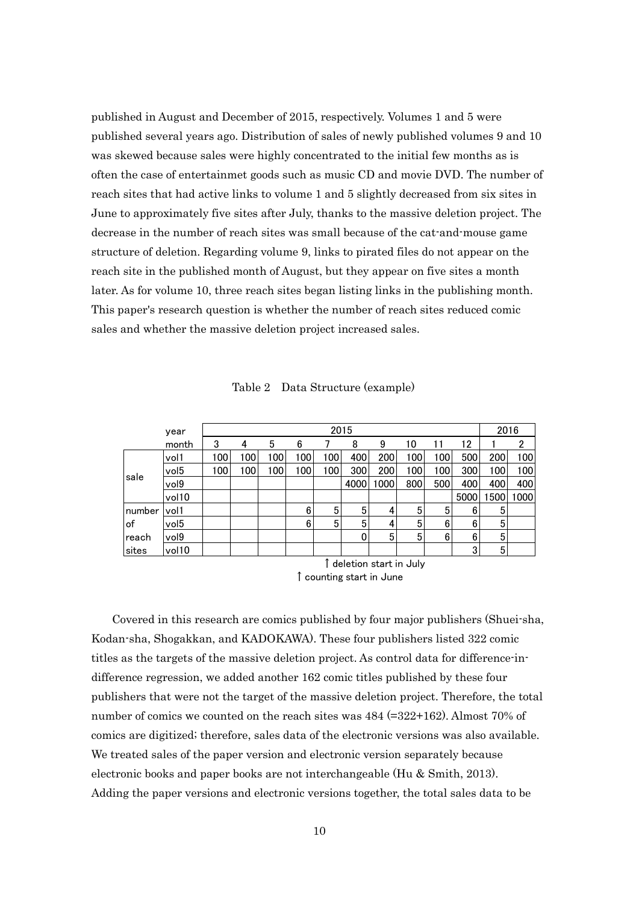published in August and December of 2015, respectively. Volumes 1 and 5 were published several years ago. Distribution of sales of newly published volumes 9 and 10 was skewed because sales were highly concentrated to the initial few months as is often the case of entertainmet goods such as music CD and movie DVD. The number of reach sites that had active links to volume 1 and 5 slightly decreased from six sites in June to approximately five sites after July, thanks to the massive deletion project. The decrease in the number of reach sites was small because of the cat-and-mouse game structure of deletion. Regarding volume 9, links to pirated files do not appear on the reach site in the published month of August, but they appear on five sites a month later. As for volume 10, three reach sites began listing links in the publishing month. This paper's research question is whether the number of reach sites reduced comic sales and whether the massive deletion project increased sales.

Table 2 Data Structure (example)

| | year | 2015 | | | | | | | | | | 2016 | |
|---|---|---|---|---|---|---|---|---|---|---|---|---|---|
| | month | 3 | 4 | 5 | 6 | 7 | 8 | 9 | 10 | 11 | 12 | 1 | 2 |
| sale | vol1 | 100 | 100 | 100 | 100 | 100 | 400 | 200 | 100 | 100 | 500 | 200 | 100 |
| | vol5 | 100 | 100 | 100 | 100 | 100 | 300 | 200 | 100 | 100 | 300 | 100 | 100 |
| | vol9 | | | | | | 4000 | 1000 | 800 | 500 | 400 | 400 | 400 |
| | vol10 | | | | | | | | | | 5000 | 1500 | 1000 |
| number of reach sites | vol1 | | | | 6 | 5 | 5 | 4 | 5 | 5 | 6 | 5 | |
| | vol5 | | | | 6 | 5 | 5 | 4 | 5 | 6 | 6 | 5 | |
| | vol9 | | | | | | 0 | 5 | 5 | 6 | 6 | 5 | |
| | vol10 | | | | | | | | | | 3 | 5 | |

↑ deletion start in July
↑ counting start in June

Covered in this research are comics published by four major publishers (Shuei-sha, Kodan-sha, Shogakkan, and KADOKAWA). These four publishers listed 322 comic titles as the targets of the massive deletion project. As control data for difference-in-difference regression, we added another 162 comic titles published by these four publishers that were not the target of the massive deletion project. Therefore, the total number of comics we counted on the reach sites was 484 (=322+162). Almost 70% of comics are digitized; therefore, sales data of the electronic versions was also available. We treated sales of the paper version and electronic version separately because electronic books and paper books are not interchangeable (Hu & Smith, 2013). Adding the paper versions and electronic versions together, the total sales data to be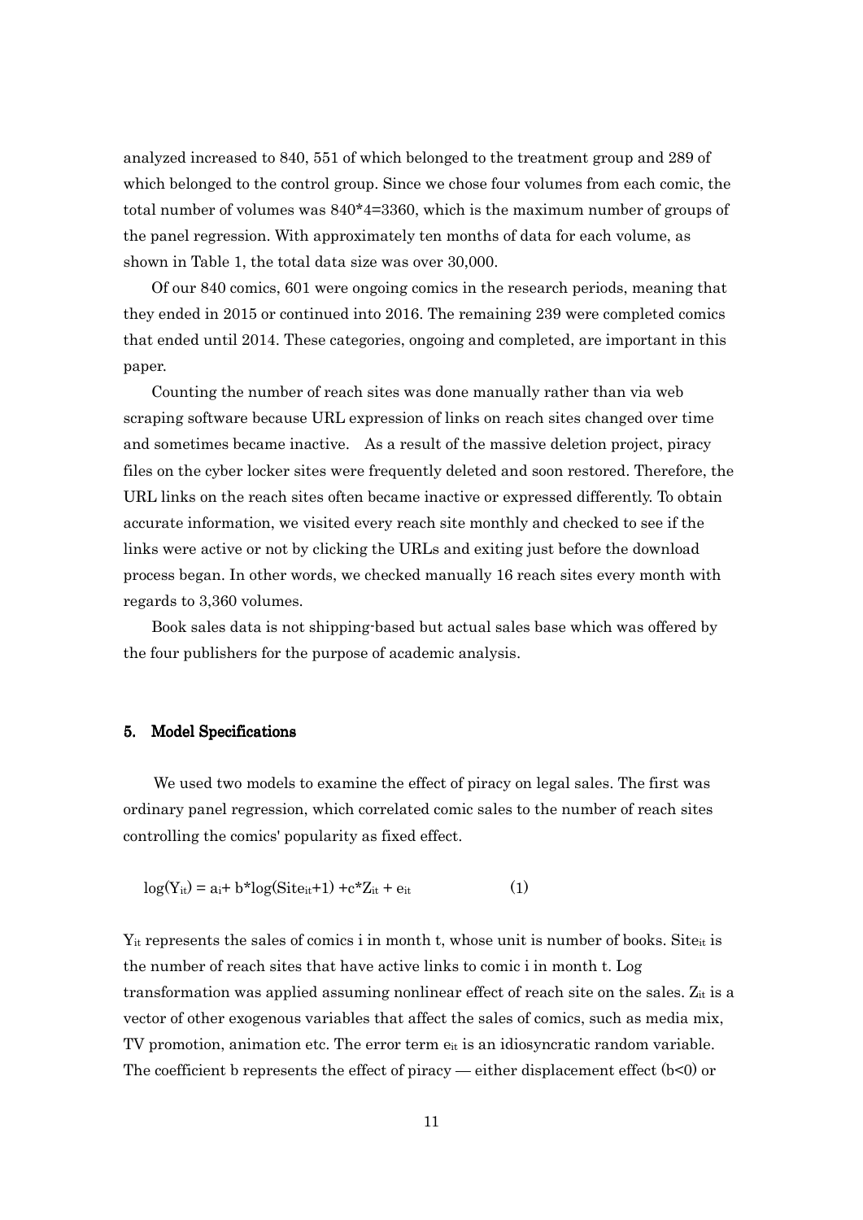analyzed increased to 840, 551 of which belonged to the treatment group and 289 of which belonged to the control group. Since we chose four volumes from each comic, the total number of volumes was 840*4=3360, which is the maximum number of groups of the panel regression. With approximately ten months of data for each volume, as shown in Table 1, the total data size was over 30,000.

Of our 840 comics, 601 were ongoing comics in the research periods, meaning that they ended in 2015 or continued into 2016. The remaining 239 were completed comics that ended until 2014. These categories, ongoing and completed, are important in this paper.

Counting the number of reach sites was done manually rather than via web scraping software because URL expression of links on reach sites changed over time and sometimes became inactive. As a result of the massive deletion project, piracy files on the cyber locker sites were frequently deleted and soon restored. Therefore, the URL links on the reach sites often became inactive or expressed differently. To obtain accurate information, we visited every reach site monthly and checked to see if the links were active or not by clicking the URLs and exiting just before the download process began. In other words, we checked manually 16 reach sites every month with regards to 3,360 volumes.

Book sales data is not shipping-based but actual sales base which was offered by the four publishers for the purpose of academic analysis.

## 5. Model Specifications

We used two models to examine the effect of piracy on legal sales. The first was ordinary panel regression, which correlated comic sales to the number of reach sites controlling the comics' popularity as fixed effect.

$$\log(Y_{it}) = a_i + b*\log(Site_{it}+1) + c*Z_{it} + e_{it} \qquad (1)$$

$Y_{it}$ represents the sales of comics i in month t, whose unit is number of books. $Site_{it}$ is the number of reach sites that have active links to comic i in month t. Log transformation was applied assuming nonlinear effect of reach site on the sales. $Z_{it}$ is a vector of other exogenous variables that affect the sales of comics, such as media mix, TV promotion, animation etc. The error term $e_{it}$ is an idiosyncratic random variable. The coefficient b represents the effect of piracy — either displacement effect ($b<0$) or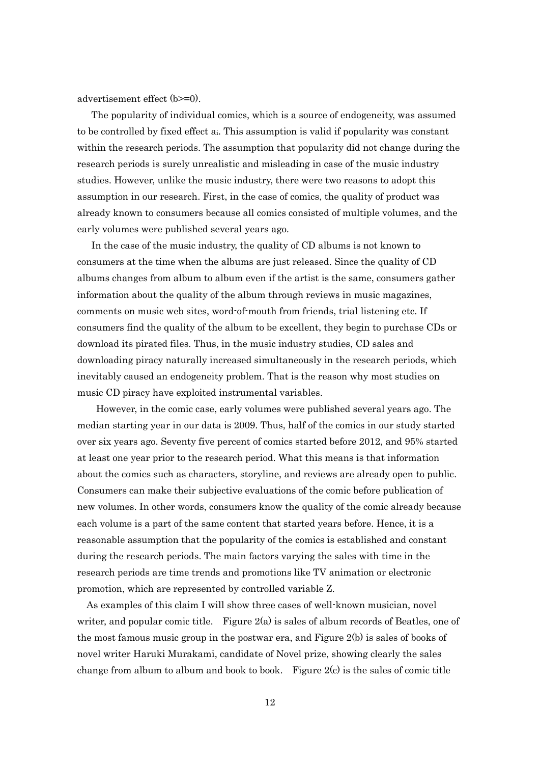advertisement effect (b>=0).

The popularity of individual comics, which is a source of endogeneity, was assumed to be controlled by fixed effect $a_i$. This assumption is valid if popularity was constant within the research periods. The assumption that popularity did not change during the research periods is surely unrealistic and misleading in case of the music industry studies. However, unlike the music industry, there were two reasons to adopt this assumption in our research. First, in the case of comics, the quality of product was already known to consumers because all comics consisted of multiple volumes, and the early volumes were published several years ago.

In the case of the music industry, the quality of CD albums is not known to consumers at the time when the albums are just released. Since the quality of CD albums changes from album to album even if the artist is the same, consumers gather information about the quality of the album through reviews in music magazines, comments on music web sites, word-of-mouth from friends, trial listening etc. If consumers find the quality of the album to be excellent, they begin to purchase CDs or download its pirated files. Thus, in the music industry studies, CD sales and downloading piracy naturally increased simultaneously in the research periods, which inevitably caused an endogeneity problem. That is the reason why most studies on music CD piracy have exploited instrumental variables.

However, in the comic case, early volumes were published several years ago. The median starting year in our data is 2009. Thus, half of the comics in our study started over six years ago. Seventy five percent of comics started before 2012, and 95% started at least one year prior to the research period. What this means is that information about the comics such as characters, storyline, and reviews are already open to public. Consumers can make their subjective evaluations of the comic before publication of new volumes. In other words, consumers know the quality of the comic already because each volume is a part of the same content that started years before. Hence, it is a reasonable assumption that the popularity of the comics is established and constant during the research periods. The main factors varying the sales with time in the research periods are time trends and promotions like TV animation or electronic promotion, which are represented by controlled variable Z.

As examples of this claim I will show three cases of well-known musician, novel writer, and popular comic title. Figure 2(a) is sales of album records of Beatles, one of the most famous music group in the postwar era, and Figure 2(b) is sales of books of novel writer Haruki Murakami, candidate of Novel prize, showing clearly the sales change from album to album and book to book. Figure 2(c) is the sales of comic title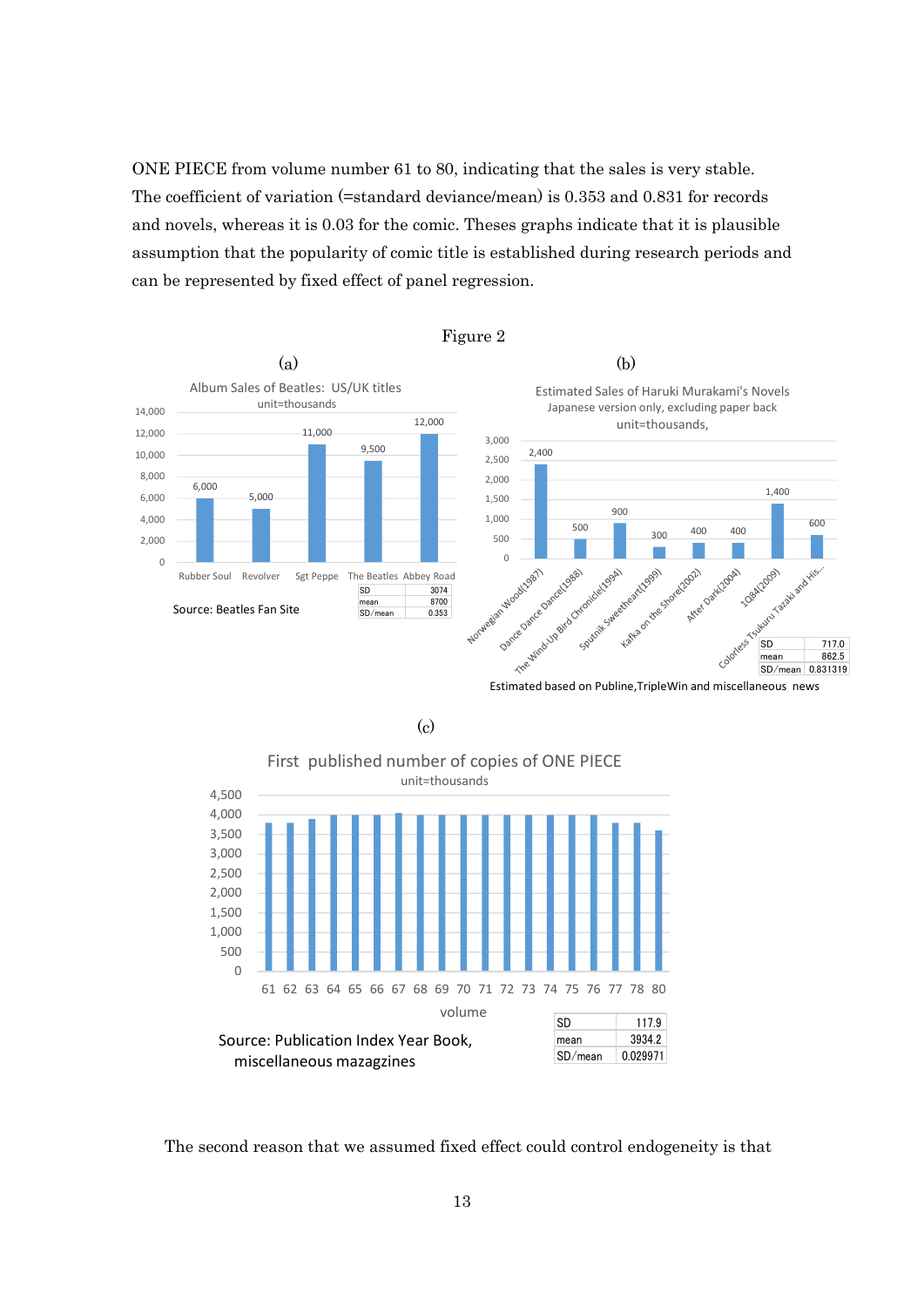ONE PIECE from volume number 61 to 80, indicating that the sales is very stable. The coefficient of variation (=standard deviance/mean) is 0.353 and 0.831 for records and novels, whereas it is 0.03 for the comic. Theses graphs indicate that it is plausible assumption that the popularity of comic title is established during research periods and can be represented by fixed effect of panel regression.

Figure 2

(a)

Album Sales of Beatles: US/UK titles
unit=thousands

| Album | Sales |
|---|---|
| Rubber Soul | 6,000 |
| Revolver | 5,000 |
| Sgt Peppe | 11,000 |
| The Beatles | 9,500 |
| Abbey Road | 12,000 |

| | |
|---|---|
| SD | 3074 |
| mean | 8700 |
| SD/mean | 0.353 |

Source: Beatles Fan Site

(b)

Estimated Sales of Haruki Murakami's Novels
Japanese version only, excluding paper back
unit=thousands,

| Novel | Sales |
|---|---|
| Norwegian Wood(1987) | 2,400 |
| Dance Dance Dance(1988) | 500 |
| The Wind-Up Bird Chronicle(1994) | 900 |
| Sputnik Sweetheart(1999) | 300 |
| Kafka on the Shore(2002) | 400 |
| After Dark(2004) | 400 |
| 1Q84(2009) | 1,400 |
| Colorless Tsukuru Tazaki and His... | 600 |

| | |
|---|---|
| SD | 717.0 |
| mean | 862.5 |
| SD/mean | 0.831319 |

Estimated based on Publine,TripleWin and miscellaneous news

(c)

First published number of copies of ONE PIECE
unit=thousands

| | |
|---|---|
| SD | 117.9 |
| mean | 3934.2 |
| SD/mean | 0.029971 |

Source: Publication Index Year Book, miscellaneous mazagzines

The second reason that we assumed fixed effect could control endogeneity is that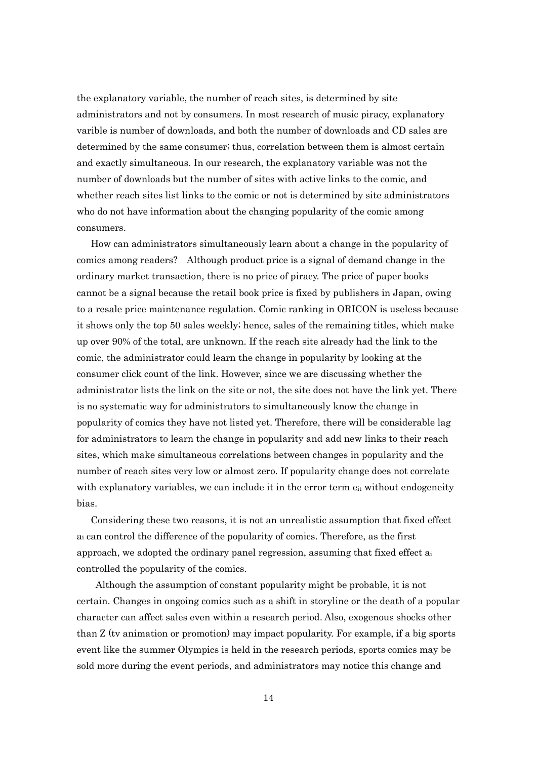the explanatory variable, the number of reach sites, is determined by site administrators and not by consumers. In most research of music piracy, explanatory varible is number of downloads, and both the number of downloads and CD sales are determined by the same consumer; thus, correlation between them is almost certain and exactly simultaneous. In our research, the explanatory variable was not the number of downloads but the number of sites with active links to the comic, and whether reach sites list links to the comic or not is determined by site administrators who do not have information about the changing popularity of the comic among consumers.

How can administrators simultaneously learn about a change in the popularity of comics among readers? Although product price is a signal of demand change in the ordinary market transaction, there is no price of piracy. The price of paper books cannot be a signal because the retail book price is fixed by publishers in Japan, owing to a resale price maintenance regulation. Comic ranking in ORICON is useless because it shows only the top 50 sales weekly; hence, sales of the remaining titles, which make up over 90% of the total, are unknown. If the reach site already had the link to the comic, the administrator could learn the change in popularity by looking at the consumer click count of the link. However, since we are discussing whether the administrator lists the link on the site or not, the site does not have the link yet. There is no systematic way for administrators to simultaneously know the change in popularity of comics they have not listed yet. Therefore, there will be considerable lag for administrators to learn the change in popularity and add new links to their reach sites, which make simultaneous correlations between changes in popularity and the number of reach sites very low or almost zero. If popularity change does not correlate with explanatory variables, we can include it in the error term $e_{it}$ without endogeneity bias.

Considering these two reasons, it is not an unrealistic assumption that fixed effect $a_i$ can control the difference of the popularity of comics. Therefore, as the first approach, we adopted the ordinary panel regression, assuming that fixed effect $a_i$ controlled the popularity of the comics.

Although the assumption of constant popularity might be probable, it is not certain. Changes in ongoing comics such as a shift in storyline or the death of a popular character can affect sales even within a research period. Also, exogenous shocks other than Z (tv animation or promotion) may impact popularity. For example, if a big sports event like the summer Olympics is held in the research periods, sports comics may be sold more during the event periods, and administrators may notice this change and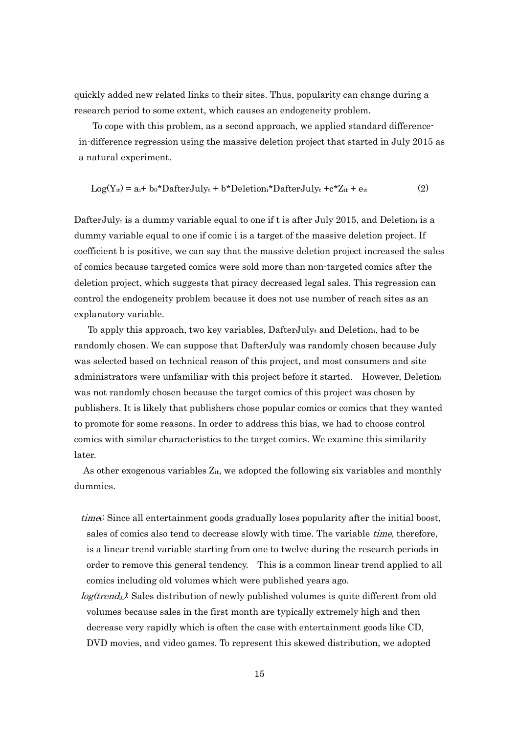quickly added new related links to their sites. Thus, popularity can change during a research period to some extent, which causes an endogeneity problem.

To cope with this problem, as a second approach, we applied standard difference-in-difference regression using the massive deletion project that started in July 2015 as a natural experiment.

$$\text{Log}(Y_{it}) = a_i + b_0{*}\text{DafterJuly}_t + b{*}\text{Deletion}_i{*}\text{DafterJuly}_t + c{*}Z_{it} + e_{it} \quad (2)$$

$\text{DafterJuly}_t$ is a dummy variable equal to one if t is after July 2015, and $\text{Deletion}_i$ is a dummy variable equal to one if comic i is a target of the massive deletion project. If coefficient b is positive, we can say that the massive deletion project increased the sales of comics because targeted comics were sold more than non-targeted comics after the deletion project, which suggests that piracy decreased legal sales. This regression can control the endogeneity problem because it does not use number of reach sites as an explanatory variable.

To apply this approach, two key variables, $\text{DafterJuly}_t$ and $\text{Deletion}_i$, had to be randomly chosen. We can suppose that DafterJuly was randomly chosen because July was selected based on technical reason of this project, and most consumers and site administrators were unfamiliar with this project before it started. However, $\text{Deletion}_i$ was not randomly chosen because the target comics of this project was chosen by publishers. It is likely that publishers chose popular comics or comics that they wanted to promote for some reasons. In order to address this bias, we had to choose control comics with similar characteristics to the target comics. We examine this similarity later.

As other exogenous variables $Z_{it}$, we adopted the following six variables and monthly dummies.

- $time_t$: Since all entertainment goods gradually loses popularity after the initial boost, sales of comics also tend to decrease slowly with time. The variable *time,* therefore, is a linear trend variable starting from one to twelve during the research periods in order to remove this general tendency. This is a common linear trend applied to all comics including old volumes which were published years ago.
- $log(trend_{it})$: Sales distribution of newly published volumes is quite different from old volumes because sales in the first month are typically extremely high and then decrease very rapidly which is often the case with entertainment goods like CD, DVD movies, and video games. To represent this skewed distribution, we adopted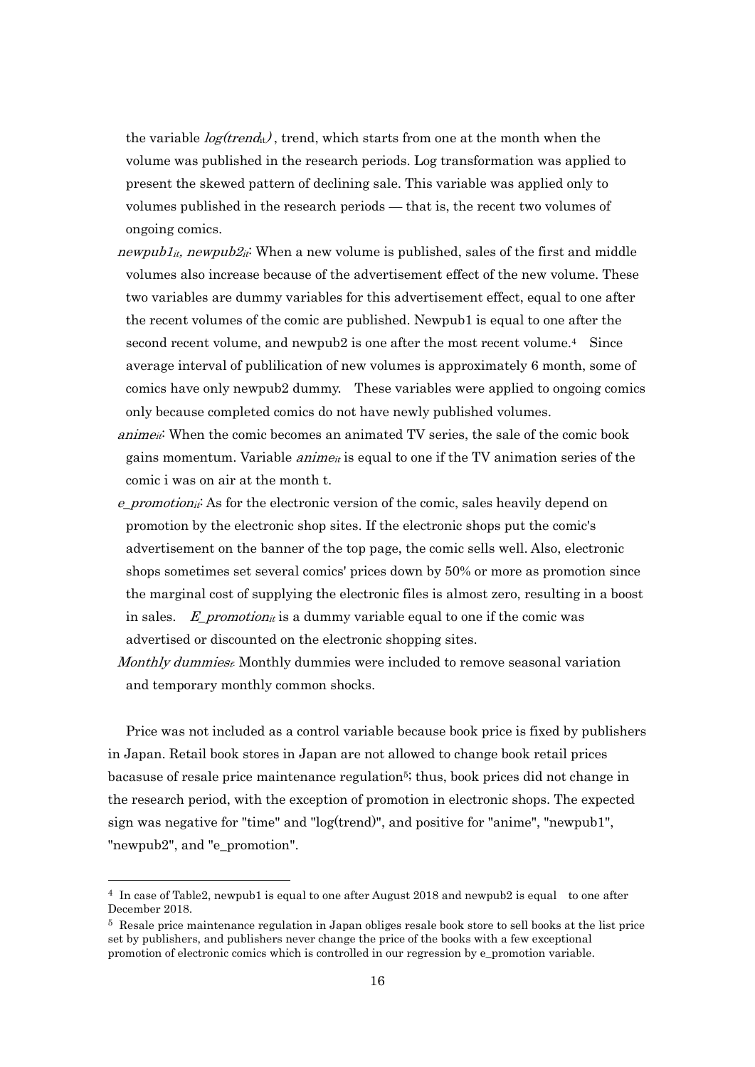the variable $log(trend_{it})$, trend, which starts from one at the month when the volume was published in the research periods. Log transformation was applied to present the skewed pattern of declining sale. This variable was applied only to volumes published in the research periods — that is, the recent two volumes of ongoing comics.

- $newpub1_{it}$, $newpub2_{it}$: When a new volume is published, sales of the first and middle volumes also increase because of the advertisement effect of the new volume. These two variables are dummy variables for this advertisement effect, equal to one after the recent volumes of the comic are published. Newpub1 is equal to one after the second recent volume, and newpub2 is one after the most recent volume.[4] Since average interval of publilication of new volumes is approximately 6 month, some of comics have only newpub2 dummy. These variables were applied to ongoing comics only because completed comics do not have newly published volumes.
- $anime_{it}$: When the comic becomes an animated TV series, the sale of the comic book gains momentum. Variable $anime_{it}$ is equal to one if the TV animation series of the comic i was on air at the month t.
- $e\_promotion_{it}$: As for the electronic version of the comic, sales heavily depend on promotion by the electronic shop sites. If the electronic shops put the comic's advertisement on the banner of the top page, the comic sells well. Also, electronic shops sometimes set several comics' prices down by 50% or more as promotion since the marginal cost of supplying the electronic files is almost zero, resulting in a boost in sales. $E\_promotion_{it}$ is a dummy variable equal to one if the comic was advertised or discounted on the electronic shopping sites.
- *Monthly dummies$_t$*: Monthly dummies were included to remove seasonal variation and temporary monthly common shocks.

Price was not included as a control variable because book price is fixed by publishers in Japan. Retail book stores in Japan are not allowed to change book retail prices bacasuse of resale price maintenance regulation[5]; thus, book prices did not change in the research period, with the exception of promotion in electronic shops. The expected sign was negative for "time" and "log(trend)", and positive for "anime", "newpub1", "newpub2", and "e_promotion".

---

[4] In case of Table2, newpub1 is equal to one after August 2018 and newpub2 is equal to one after December 2018.

[5] Resale price maintenance regulation in Japan obliges resale book store to sell books at the list price set by publishers, and publishers never change the price of the books with a few exceptional promotion of electronic comics which is controlled in our regression by e_promotion variable.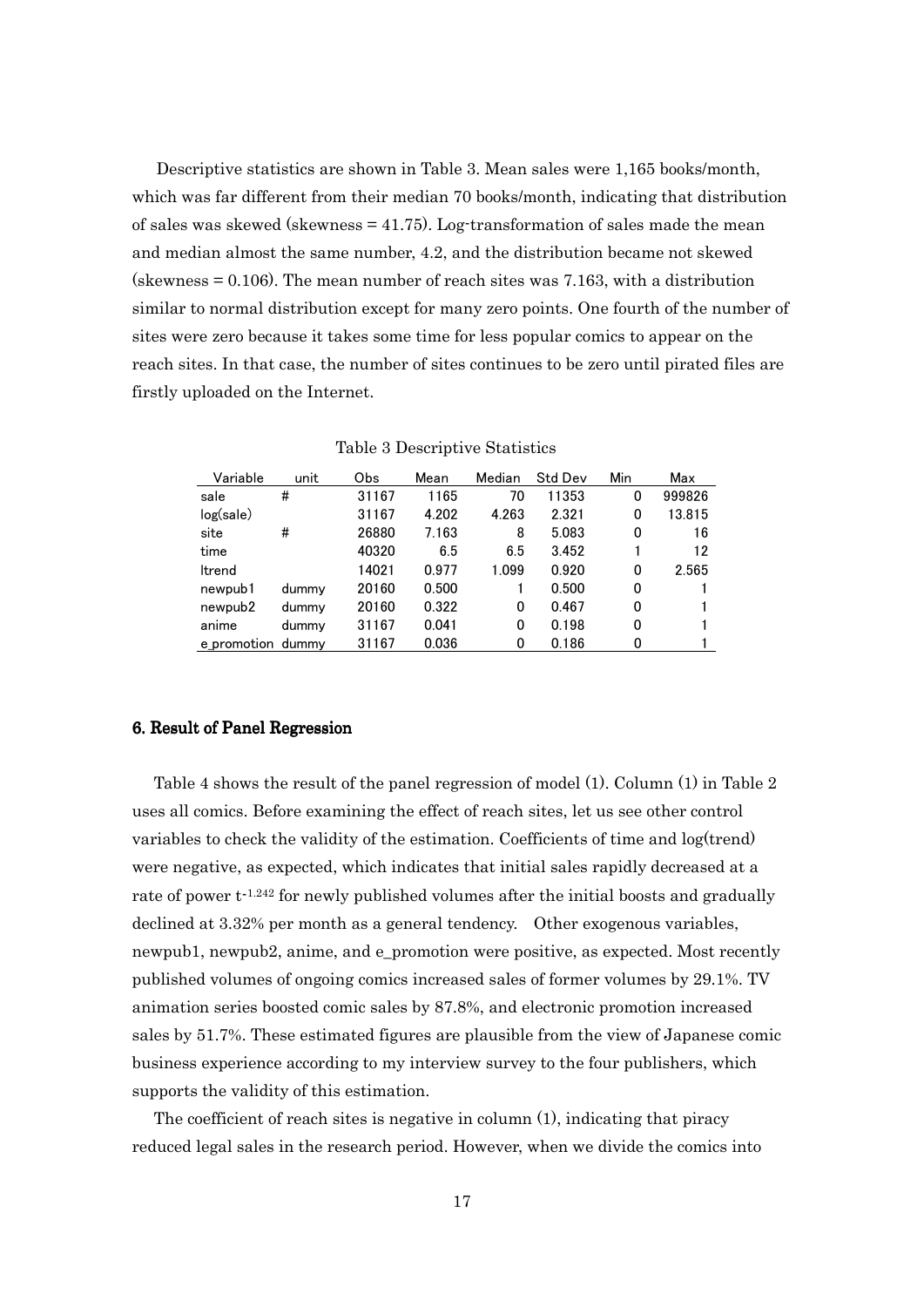Descriptive statistics are shown in Table 3. Mean sales were 1,165 books/month, which was far different from their median 70 books/month, indicating that distribution of sales was skewed (skewness = 41.75). Log-transformation of sales made the mean and median almost the same number, 4.2, and the distribution became not skewed (skewness = 0.106). The mean number of reach sites was 7.163, with a distribution similar to normal distribution except for many zero points. One fourth of the number of sites were zero because it takes some time for less popular comics to appear on the reach sites. In that case, the number of sites continues to be zero until pirated files are firstly uploaded on the Internet.

Table 3 Descriptive Statistics

| Variable | unit | Obs | Mean | Median | Std Dev | Min | Max |
|---|---|---|---|---|---|---|---|
| sale | # | 31167 | 1165 | 70 | 11353 | 0 | 999826 |
| log(sale) | | 31167 | 4.202 | 4.263 | 2.321 | 0 | 13.815 |
| site | # | 26880 | 7.163 | 8 | 5.083 | 0 | 16 |
| time | | 40320 | 6.5 | 6.5 | 3.452 | 1 | 12 |
| ltrend | | 14021 | 0.977 | 1.099 | 0.920 | 0 | 2.565 |
| newpub1 | dummy | 20160 | 0.500 | 1 | 0.500 | 0 | 1 |
| newpub2 | dummy | 20160 | 0.322 | 0 | 0.467 | 0 | 1 |
| anime | dummy | 31167 | 0.041 | 0 | 0.198 | 0 | 1 |
| e_promotion | dummy | 31167 | 0.036 | 0 | 0.186 | 0 | 1 |

## 6. Result of Panel Regression

Table 4 shows the result of the panel regression of model (1). Column (1) in Table 2 uses all comics. Before examining the effect of reach sites, let us see other control variables to check the validity of the estimation. Coefficients of time and log(trend) were negative, as expected, which indicates that initial sales rapidly decreased at a rate of power $t^{-1.242}$ for newly published volumes after the initial boosts and gradually declined at 3.32% per month as a general tendency. Other exogenous variables, newpub1, newpub2, anime, and e_promotion were positive, as expected. Most recently published volumes of ongoing comics increased sales of former volumes by 29.1%. TV animation series boosted comic sales by 87.8%, and electronic promotion increased sales by 51.7%. These estimated figures are plausible from the view of Japanese comic business experience according to my interview survey to the four publishers, which supports the validity of this estimation.

The coefficient of reach sites is negative in column (1), indicating that piracy reduced legal sales in the research period. However, when we divide the comics into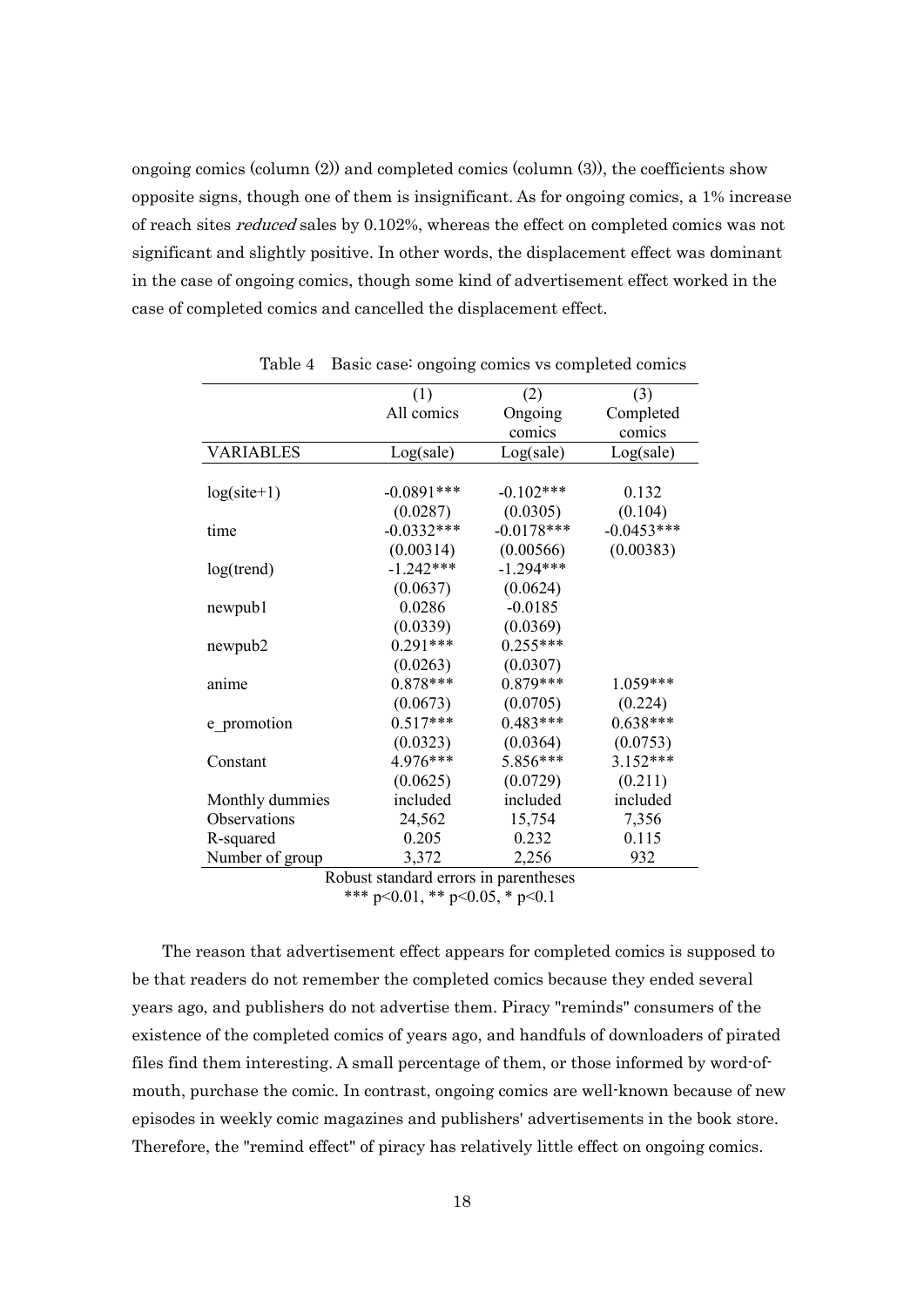ongoing comics (column (2)) and completed comics (column (3)), the coefficients show opposite signs, though one of them is insignificant. As for ongoing comics, a 1% increase of reach sites *reduced* sales by 0.102%, whereas the effect on completed comics was not significant and slightly positive. In other words, the displacement effect was dominant in the case of ongoing comics, though some kind of advertisement effect worked in the case of completed comics and cancelled the displacement effect.

Table 4 Basic case: ongoing comics vs completed comics

| | (1) | (2) | (3) |
|---|---|---|---|
| | All comics | Ongoing comics | Completed comics |
| VARIABLES | Log(sale) | Log(sale) | Log(sale) |
| log(site+1) | -0.0891*** | -0.102*** | 0.132 |
| | (0.0287) | (0.0305) | (0.104) |
| time | -0.0332*** | -0.0178*** | -0.0453*** |
| | (0.00314) | (0.00566) | (0.00383) |
| log(trend) | -1.242*** | -1.294*** | |
| | (0.0637) | (0.0624) | |
| newpub1 | 0.0286 | -0.0185 | |
| | (0.0339) | (0.0369) | |
| newpub2 | 0.291*** | 0.255*** | |
| | (0.0263) | (0.0307) | |
| anime | 0.878*** | 0.879*** | 1.059*** |
| | (0.0673) | (0.0705) | (0.224) |
| e_promotion | 0.517*** | 0.483*** | 0.638*** |
| | (0.0323) | (0.0364) | (0.0753) |
| Constant | 4.976*** | 5.856*** | 3.152*** |
| | (0.0625) | (0.0729) | (0.211) |
| Monthly dummies | included | included | included |
| Observations | 24,562 | 15,754 | 7,356 |
| R-squared | 0.205 | 0.232 | 0.115 |
| Number of group | 3,372 | 2,256 | 932 |

Robust standard errors in parentheses
*** p<0.01, ** p<0.05, * p<0.1

The reason that advertisement effect appears for completed comics is supposed to be that readers do not remember the completed comics because they ended several years ago, and publishers do not advertise them. Piracy "reminds" consumers of the existence of the completed comics of years ago, and handfuls of downloaders of pirated files find them interesting. A small percentage of them, or those informed by word-of-mouth, purchase the comic. In contrast, ongoing comics are well-known because of new episodes in weekly comic magazines and publishers' advertisements in the book store. Therefore, the "remind effect" of piracy has relatively little effect on ongoing comics.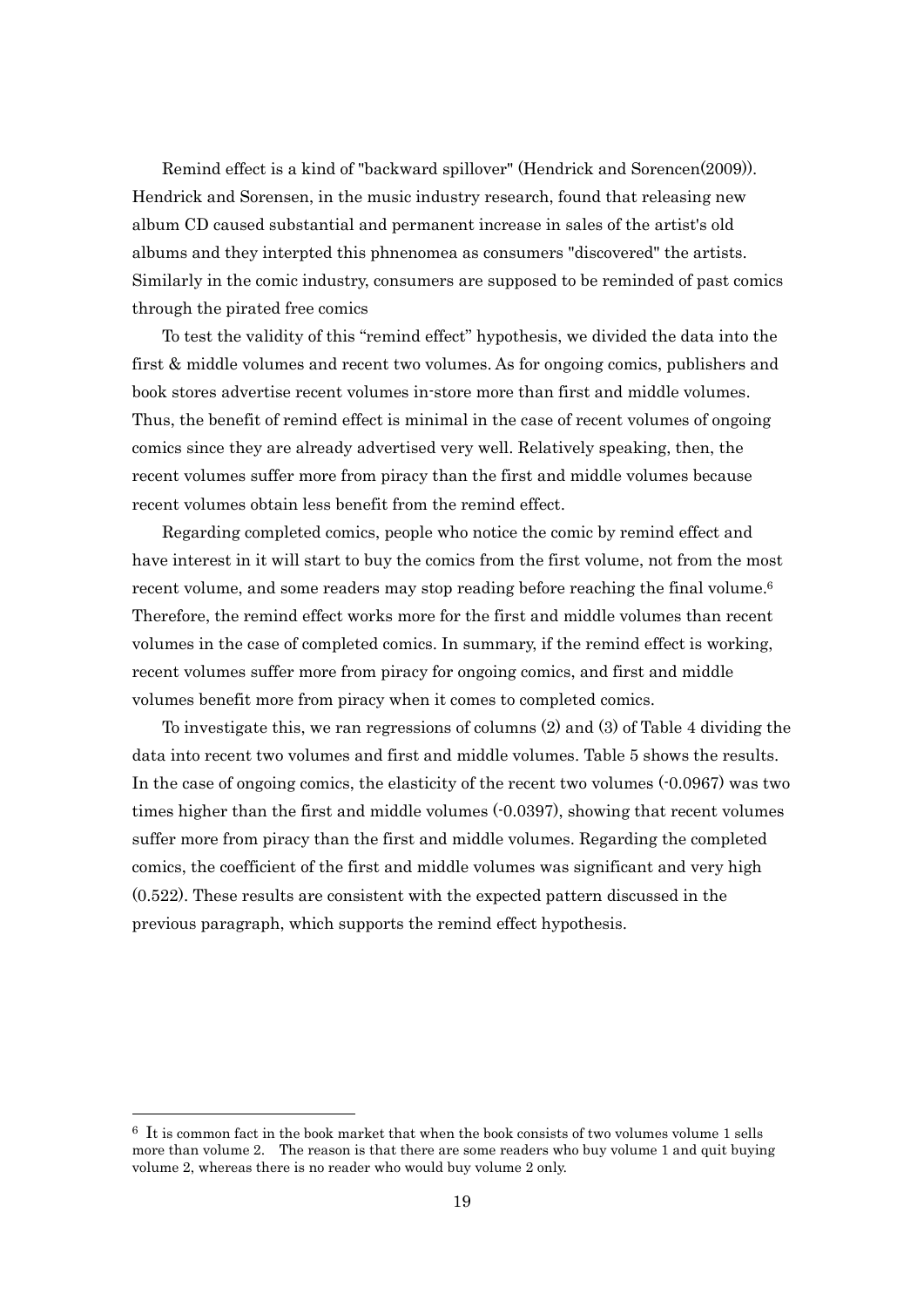Remind effect is a kind of "backward spillover" (Hendrick and Sorencen(2009)). Hendrick and Sorensen, in the music industry research, found that releasing new album CD caused substantial and permanent increase in sales of the artist's old albums and they interpted this phnenomea as consumers "discovered" the artists. Similarly in the comic industry, consumers are supposed to be reminded of past comics through the pirated free comics

To test the validity of this "remind effect" hypothesis, we divided the data into the first & middle volumes and recent two volumes. As for ongoing comics, publishers and book stores advertise recent volumes in-store more than first and middle volumes. Thus, the benefit of remind effect is minimal in the case of recent volumes of ongoing comics since they are already advertised very well. Relatively speaking, then, the recent volumes suffer more from piracy than the first and middle volumes because recent volumes obtain less benefit from the remind effect.

Regarding completed comics, people who notice the comic by remind effect and have interest in it will start to buy the comics from the first volume, not from the most recent volume, and some readers may stop reading before reaching the final volume.[6] Therefore, the remind effect works more for the first and middle volumes than recent volumes in the case of completed comics. In summary, if the remind effect is working, recent volumes suffer more from piracy for ongoing comics, and first and middle volumes benefit more from piracy when it comes to completed comics.

To investigate this, we ran regressions of columns (2) and (3) of Table 4 dividing the data into recent two volumes and first and middle volumes. Table 5 shows the results. In the case of ongoing comics, the elasticity of the recent two volumes (-0.0967) was two times higher than the first and middle volumes (-0.0397), showing that recent volumes suffer more from piracy than the first and middle volumes. Regarding the completed comics, the coefficient of the first and middle volumes was significant and very high (0.522). These results are consistent with the expected pattern discussed in the previous paragraph, which supports the remind effect hypothesis.

---

[6] It is common fact in the book market that when the book consists of two volumes volume 1 sells more than volume 2. The reason is that there are some readers who buy volume 1 and quit buying volume 2, whereas there is no reader who would buy volume 2 only.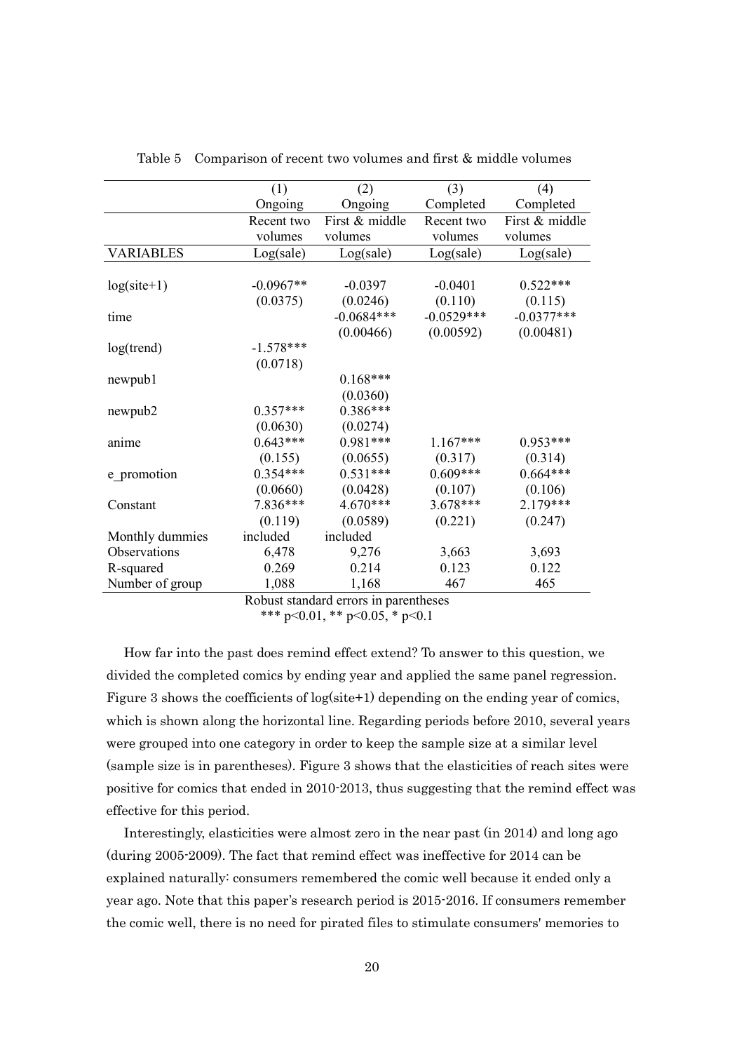Table 5　Comparison of recent two volumes and first & middle volumes

| | (1) | (2) | (3) | (4) |
|---|---|---|---|---|
| | Ongoing | Ongoing | Completed | Completed |
| | Recent two volumes | First & middle volumes | Recent two volumes | First & middle volumes |
| VARIABLES | Log(sale) | Log(sale) | Log(sale) | Log(sale) |
| log(site+1) | -0.0967** | -0.0397 | -0.0401 | 0.522*** |
| | (0.0375) | (0.0246) | (0.110) | (0.115) |
| time | | -0.0684*** | -0.0529*** | -0.0377*** |
| | | (0.00466) | (0.00592) | (0.00481) |
| log(trend) | -1.578*** | | | |
| | (0.0718) | | | |
| newpub1 | | 0.168*** | | |
| | | (0.0360) | | |
| newpub2 | 0.357*** | 0.386*** | | |
| | (0.0630) | (0.0274) | | |
| anime | 0.643*** | 0.981*** | 1.167*** | 0.953*** |
| | (0.155) | (0.0655) | (0.317) | (0.314) |
| e_promotion | 0.354*** | 0.531*** | 0.609*** | 0.664*** |
| | (0.0660) | (0.0428) | (0.107) | (0.106) |
| Constant | 7.836*** | 4.670*** | 3.678*** | 2.179*** |
| | (0.119) | (0.0589) | (0.221) | (0.247) |
| Monthly dummies | included | included | | |
| Observations | 6,478 | 9,276 | 3,663 | 3,693 |
| R-squared | 0.269 | 0.214 | 0.123 | 0.122 |
| Number of group | 1,088 | 1,168 | 467 | 465 |

Robust standard errors in parentheses
*** p<0.01, ** p<0.05, * p<0.1

How far into the past does remind effect extend? To answer to this question, we divided the completed comics by ending year and applied the same panel regression. Figure 3 shows the coefficients of log(site+1) depending on the ending year of comics, which is shown along the horizontal line. Regarding periods before 2010, several years were grouped into one category in order to keep the sample size at a similar level (sample size is in parentheses). Figure 3 shows that the elasticities of reach sites were positive for comics that ended in 2010-2013, thus suggesting that the remind effect was effective for this period.

Interestingly, elasticities were almost zero in the near past (in 2014) and long ago (during 2005-2009). The fact that remind effect was ineffective for 2014 can be explained naturally: consumers remembered the comic well because it ended only a year ago. Note that this paper's research period is 2015-2016. If consumers remember the comic well, there is no need for pirated files to stimulate consumers' memories to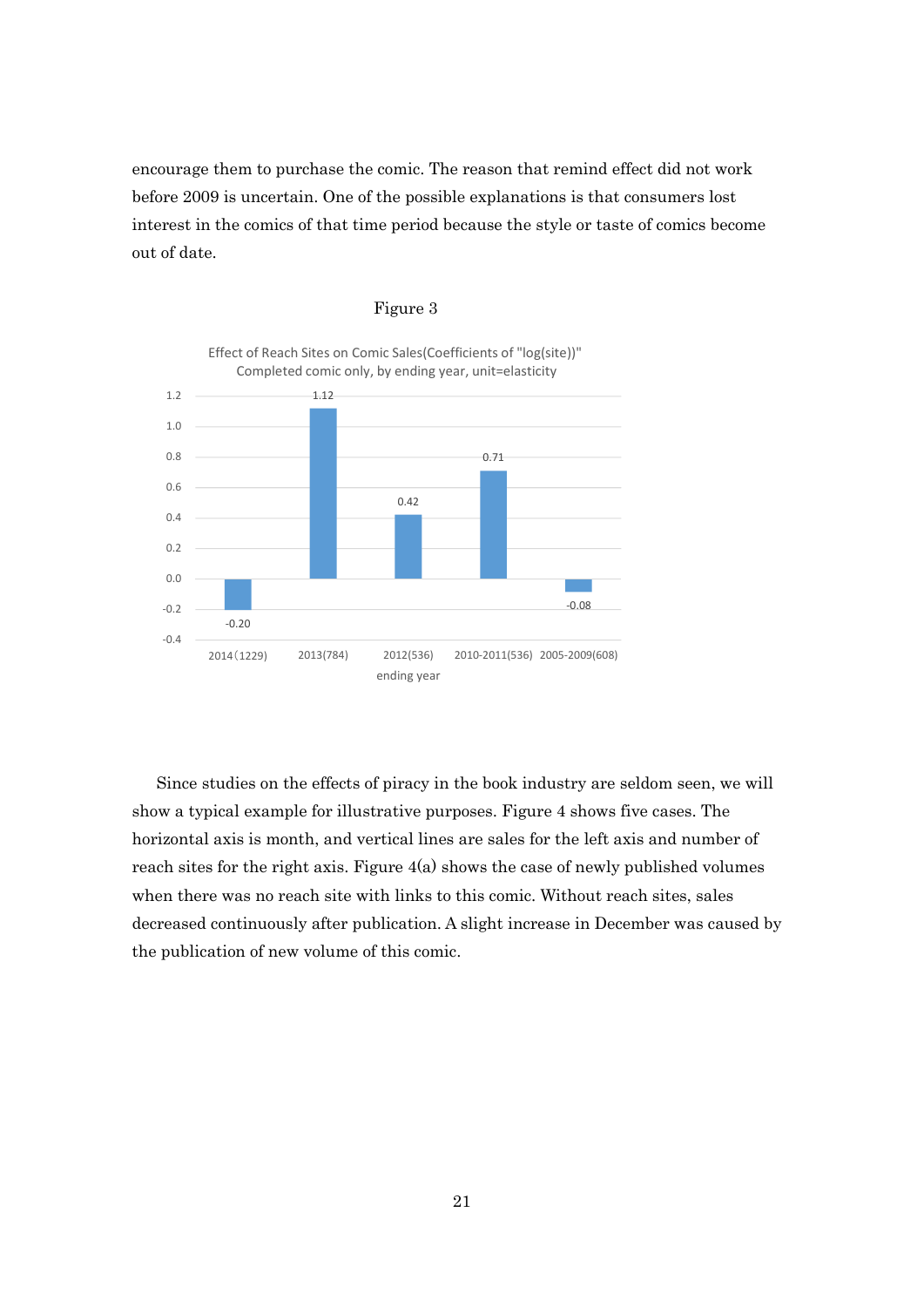encourage them to purchase the comic. The reason that remind effect did not work before 2009 is uncertain. One of the possible explanations is that consumers lost interest in the comics of that time period because the style or taste of comics become out of date.

Figure 3

Effect of Reach Sites on Comic Sales(Coefficients of "log(site)"
Completed comic only, by ending year, unit=elasticity

| ending year | Coefficient |
|---|---|
| 2014（1229) | -0.20 |
| 2013(784) | 1.12 |
| 2012(536) | 0.42 |
| 2010-2011(536) | 0.71 |
| 2005-2009(608) | -0.08 |

Since studies on the effects of piracy in the book industry are seldom seen, we will show a typical example for illustrative purposes. Figure 4 shows five cases. The horizontal axis is month, and vertical lines are sales for the left axis and number of reach sites for the right axis. Figure 4(a) shows the case of newly published volumes when there was no reach site with links to this comic. Without reach sites, sales decreased continuously after publication. A slight increase in December was caused by the publication of new volume of this comic.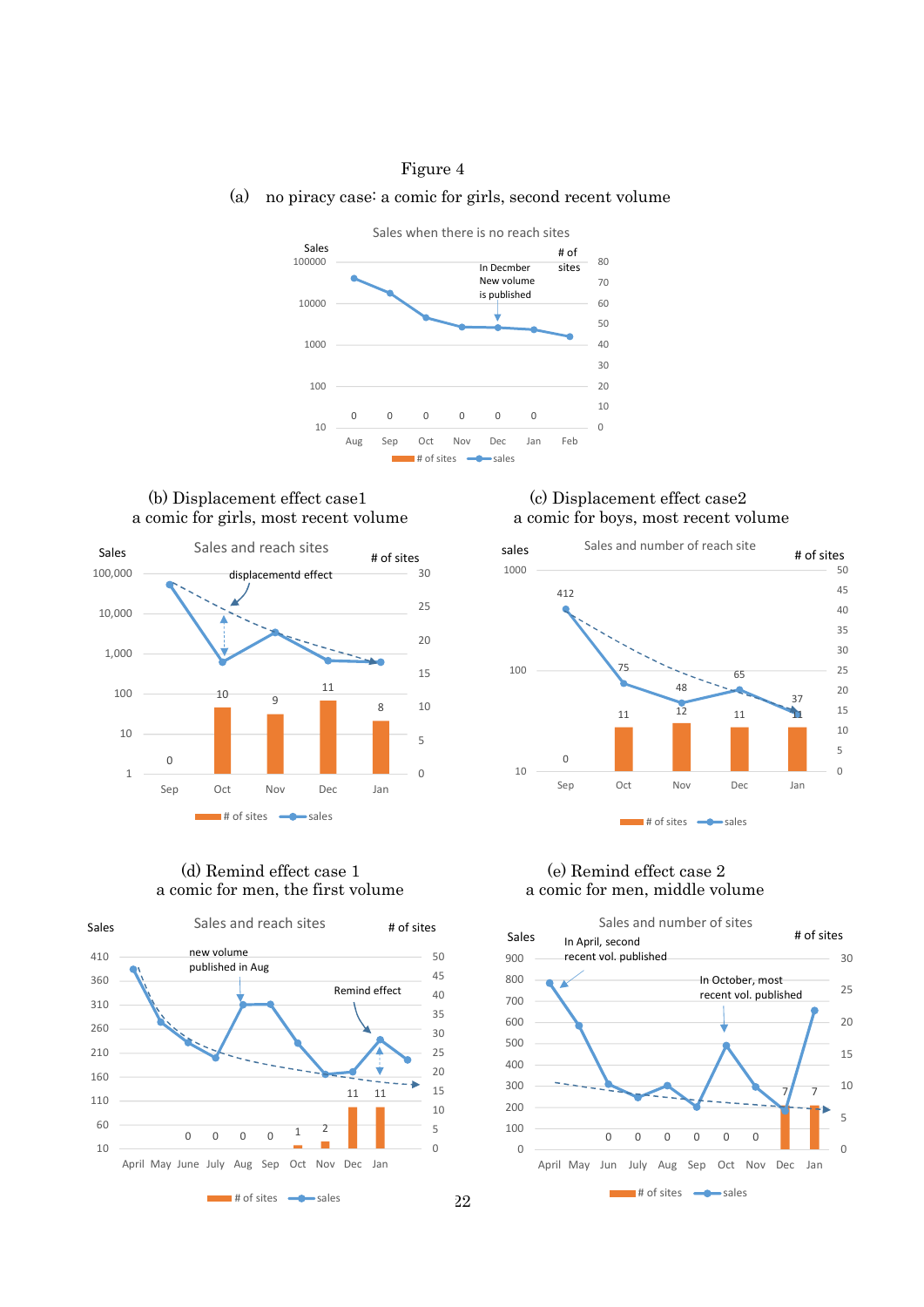Figure 4

(a) no piracy case: a comic for girls, second recent volume

Sales when there is no reach sites

| | Aug | Sep | Oct | Nov | Dec | Jan | Feb |
|---|---|---|---|---|---|---|---|
| # of sites | 0 | 0 | 0 | 0 | 0 | 0 | |

In Decmber New volume is published

(b) Displacement effect case1
a comic for girls, most recent volume

Sales and reach sites

| | Sep | Oct | Nov | Dec | Jan |
|---|---|---|---|---|---|
| # of sites | 0 | 10 | 9 | 11 | 8 |

displacementd effect

(c) Displacement effect case2
a comic for boys, most recent volume

Sales and number of reach site

| | Sep | Oct | Nov | Dec | Jan |
|---|---|---|---|---|---|
| sales | 412 | 75 | 48 | 65 | 37 |
| # of sites | 0 | 11 | 12 | 11 | 11 |

(d) Remind effect case 1
a comic for men, the first volume

Sales and reach sites

| | April | May | June | July | Aug | Sep | Oct | Nov | Dec | Jan |
|---|---|---|---|---|---|---|---|---|---|---|
| # of sites | | | 0 | 0 | 0 | 0 | 1 | 2 | 11 | 11 |

new volume published in Aug

Remind effect

(e) Remind effect case 2
a comic for men, middle volume

Sales and number of sites

| | April | May | Jun | July | Aug | Sep | Oct | Nov | Dec | Jan |
|---|---|---|---|---|---|---|---|---|---|---|
| # of sites | | | 0 | 0 | 0 | 0 | 0 | 0 | 7 | 7 |

In April, second recent vol. published

In October, most recent vol. published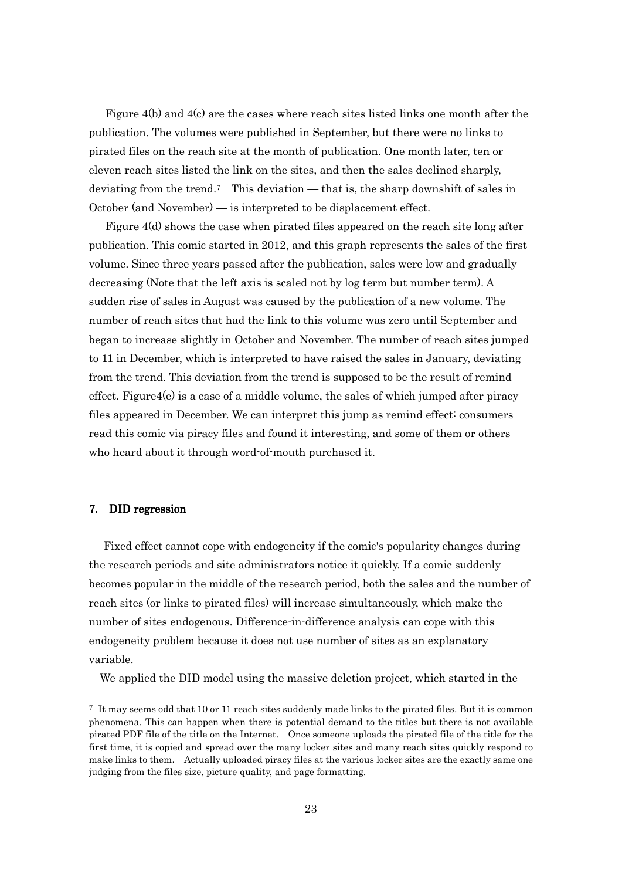Figure 4(b) and 4(c) are the cases where reach sites listed links one month after the publication. The volumes were published in September, but there were no links to pirated files on the reach site at the month of publication. One month later, ten or eleven reach sites listed the link on the sites, and then the sales declined sharply, deviating from the trend.[7] This deviation — that is, the sharp downshift of sales in October (and November) — is interpreted to be displacement effect.

Figure 4(d) shows the case when pirated files appeared on the reach site long after publication. This comic started in 2012, and this graph represents the sales of the first volume. Since three years passed after the publication, sales were low and gradually decreasing (Note that the left axis is scaled not by log term but number term). A sudden rise of sales in August was caused by the publication of a new volume. The number of reach sites that had the link to this volume was zero until September and began to increase slightly in October and November. The number of reach sites jumped to 11 in December, which is interpreted to have raised the sales in January, deviating from the trend. This deviation from the trend is supposed to be the result of remind effect. Figure4(e) is a case of a middle volume, the sales of which jumped after piracy files appeared in December. We can interpret this jump as remind effect: consumers read this comic via piracy files and found it interesting, and some of them or others who heard about it through word-of-mouth purchased it.

## 7. DID regression

Fixed effect cannot cope with endogeneity if the comic's popularity changes during the research periods and site administrators notice it quickly. If a comic suddenly becomes popular in the middle of the research period, both the sales and the number of reach sites (or links to pirated files) will increase simultaneously, which make the number of sites endogenous. Difference-in-difference analysis can cope with this endogeneity problem because it does not use number of sites as an explanatory variable.

We applied the DID model using the massive deletion project, which started in the

---

[7] It may seems odd that 10 or 11 reach sites suddenly made links to the pirated files. But it is common phenomena. This can happen when there is potential demand to the titles but there is not available pirated PDF file of the title on the Internet. Once someone uploads the pirated file of the title for the first time, it is copied and spread over the many locker sites and many reach sites quickly respond to make links to them. Actually uploaded piracy files at the various locker sites are the exactly same one judging from the files size, picture quality, and page formatting.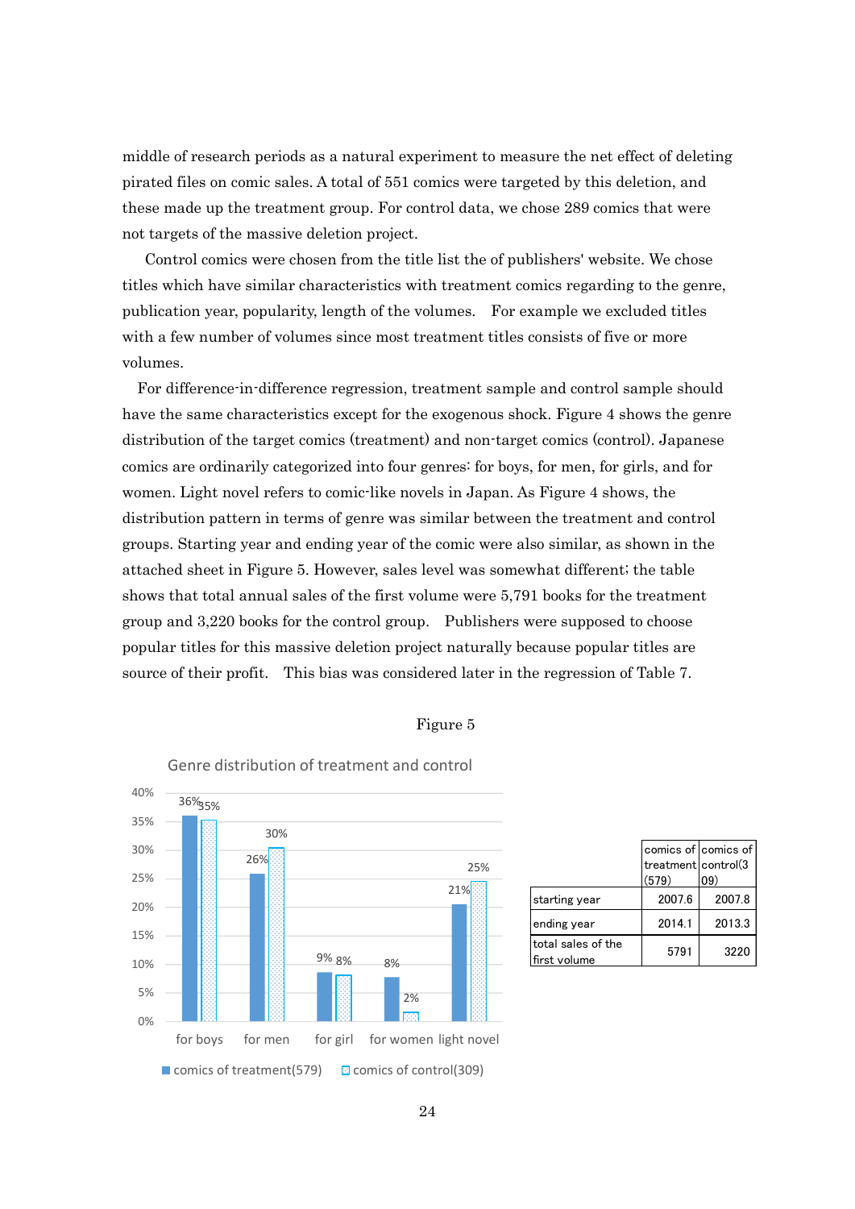middle of research periods as a natural experiment to measure the net effect of deleting pirated files on comic sales. A total of 551 comics were targeted by this deletion, and these made up the treatment group. For control data, we chose 289 comics that were not targets of the massive deletion project.

Control comics were chosen from the title list the of publishers' website. We chose titles which have similar characteristics with treatment comics regarding to the genre, publication year, popularity, length of the volumes. For example we excluded titles with a few number of volumes since most treatment titles consists of five or more volumes.

For difference-in-difference regression, treatment sample and control sample should have the same characteristics except for the exogenous shock. Figure 4 shows the genre distribution of the target comics (treatment) and non-target comics (control). Japanese comics are ordinarily categorized into four genres: for boys, for men, for girls, and for women. Light novel refers to comic-like novels in Japan. As Figure 4 shows, the distribution pattern in terms of genre was similar between the treatment and control groups. Starting year and ending year of the comic were also similar, as shown in the attached sheet in Figure 5. However, sales level was somewhat different; the table shows that total annual sales of the first volume were 5,791 books for the treatment group and 3,220 books for the control group. Publishers were supposed to choose popular titles for this massive deletion project naturally because popular titles are source of their profit. This bias was considered later in the regression of Table 7.

Figure 5

Genre distribution of treatment and control

| Genre | comics of treatment(579) | comics of control(309) |
|---|---|---|
| for boys | 36% | 35% |
| for men | 26% | 30% |
| for girl | 9% | 8% |
| for women | 8% | 2% |
| light novel | 21% | 25% |

| | comics of treatment (579) | comics of control(309) |
|---|---|---|
| starting year | 2007.6 | 2007.8 |
| ending year | 2014.1 | 2013.3 |
| total sales of the first volume | 5791 | 3220 |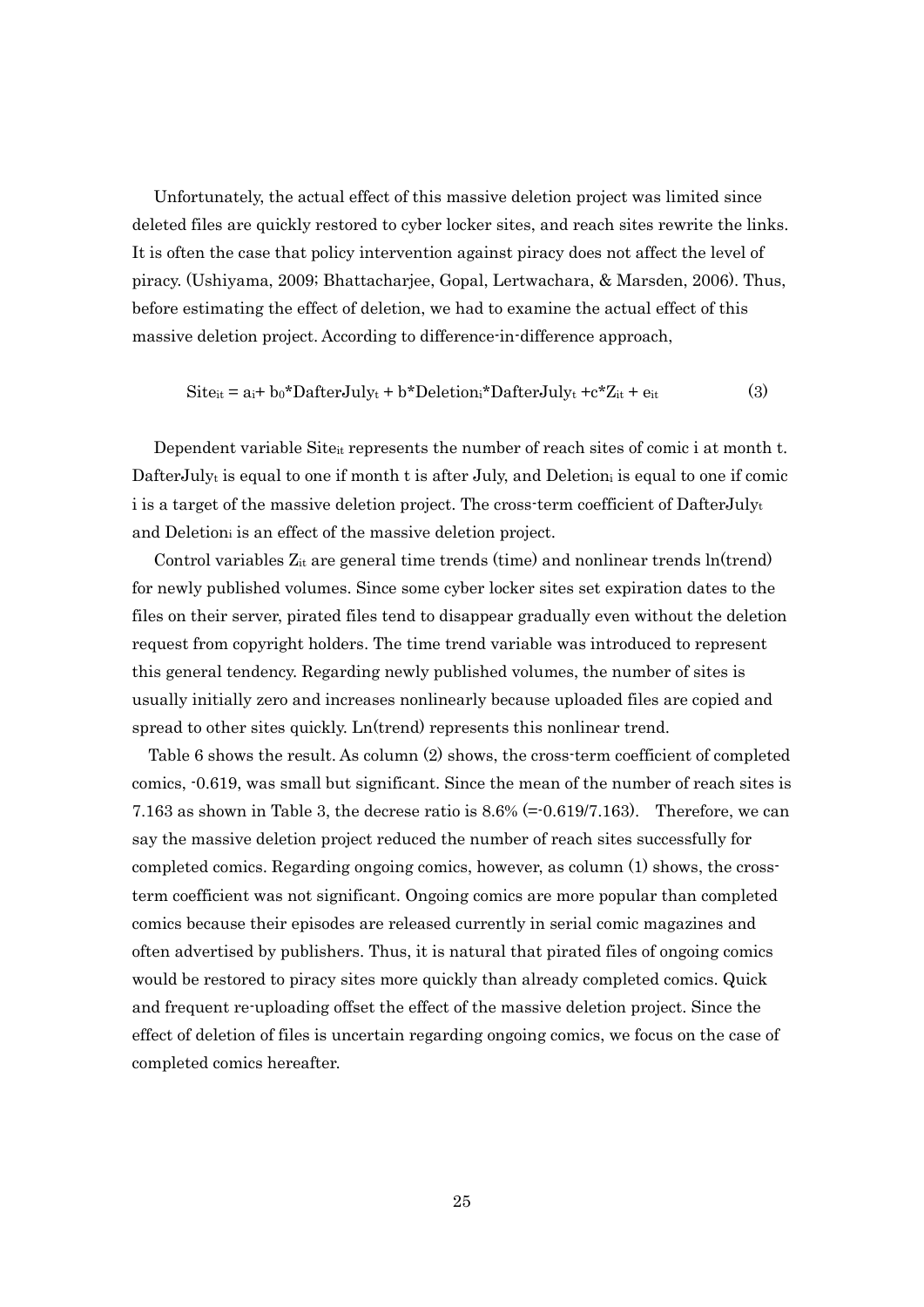Unfortunately, the actual effect of this massive deletion project was limited since deleted files are quickly restored to cyber locker sites, and reach sites rewrite the links. It is often the case that policy intervention against piracy does not affect the level of piracy. (Ushiyama, 2009; Bhattacharjee, Gopal, Lertwachara, & Marsden, 2006). Thus, before estimating the effect of deletion, we had to examine the actual effect of this massive deletion project. According to difference-in-difference approach,

$$Site_{it} = a_i + b_0 * DafterJuly_t + b * Deletion_i * DafterJuly_t + c * Z_{it} + e_{it} \quad (3)$$

Dependent variable $Site_{it}$ represents the number of reach sites of comic i at month t. $DafterJuly_t$ is equal to one if month t is after July, and $Deletion_i$ is equal to one if comic i is a target of the massive deletion project. The cross-term coefficient of $DafterJuly_t$ and $Deletion_i$ is an effect of the massive deletion project.

Control variables $Z_{it}$ are general time trends (time) and nonlinear trends ln(trend) for newly published volumes. Since some cyber locker sites set expiration dates to the files on their server, pirated files tend to disappear gradually even without the deletion request from copyright holders. The time trend variable was introduced to represent this general tendency. Regarding newly published volumes, the number of sites is usually initially zero and increases nonlinearly because uploaded files are copied and spread to other sites quickly. Ln(trend) represents this nonlinear trend.

Table 6 shows the result. As column (2) shows, the cross-term coefficient of completed comics, -0.619, was small but significant. Since the mean of the number of reach sites is 7.163 as shown in Table 3, the decrese ratio is 8.6% (=-0.619/7.163). Therefore, we can say the massive deletion project reduced the number of reach sites successfully for completed comics. Regarding ongoing comics, however, as column (1) shows, the cross-term coefficient was not significant. Ongoing comics are more popular than completed comics because their episodes are released currently in serial comic magazines and often advertised by publishers. Thus, it is natural that pirated files of ongoing comics would be restored to piracy sites more quickly than already completed comics. Quick and frequent re-uploading offset the effect of the massive deletion project. Since the effect of deletion of files is uncertain regarding ongoing comics, we focus on the case of completed comics hereafter.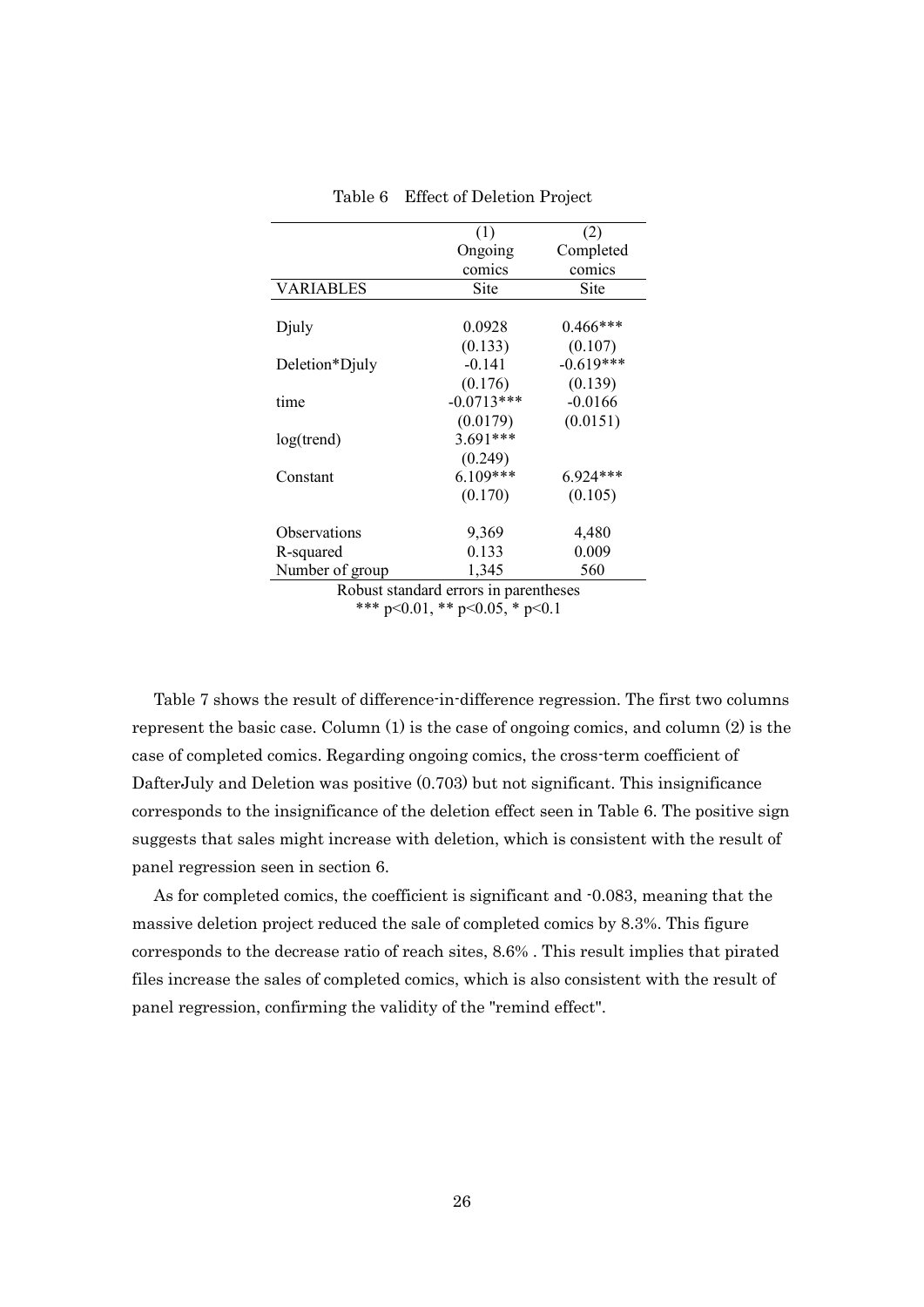Table 6 Effect of Deletion Project

| | (1) | (2) |
|---|---|---|
| | Ongoing comics | Completed comics |
| VARIABLES | Site | Site |
| Djuly | 0.0928 | 0.466*** |
| | (0.133) | (0.107) |
| Deletion*Djuly | -0.141 | -0.619*** |
| | (0.176) | (0.139) |
| time | -0.0713*** | -0.0166 |
| | (0.0179) | (0.0151) |
| log(trend) | 3.691*** | |
| | (0.249) | |
| Constant | 6.109*** | 6.924*** |
| | (0.170) | (0.105) |
| Observations | 9,369 | 4,480 |
| R-squared | 0.133 | 0.009 |
| Number of group | 1,345 | 560 |

Robust standard errors in parentheses
*** p<0.01, ** p<0.05, * p<0.1

Table 7 shows the result of difference-in-difference regression. The first two columns represent the basic case. Column (1) is the case of ongoing comics, and column (2) is the case of completed comics. Regarding ongoing comics, the cross-term coefficient of DafterJuly and Deletion was positive (0.703) but not significant. This insignificance corresponds to the insignificance of the deletion effect seen in Table 6. The positive sign suggests that sales might increase with deletion, which is consistent with the result of panel regression seen in section 6.

As for completed comics, the coefficient is significant and -0.083, meaning that the massive deletion project reduced the sale of completed comics by 8.3%. This figure corresponds to the decrease ratio of reach sites, 8.6% . This result implies that pirated files increase the sales of completed comics, which is also consistent with the result of panel regression, confirming the validity of the "remind effect".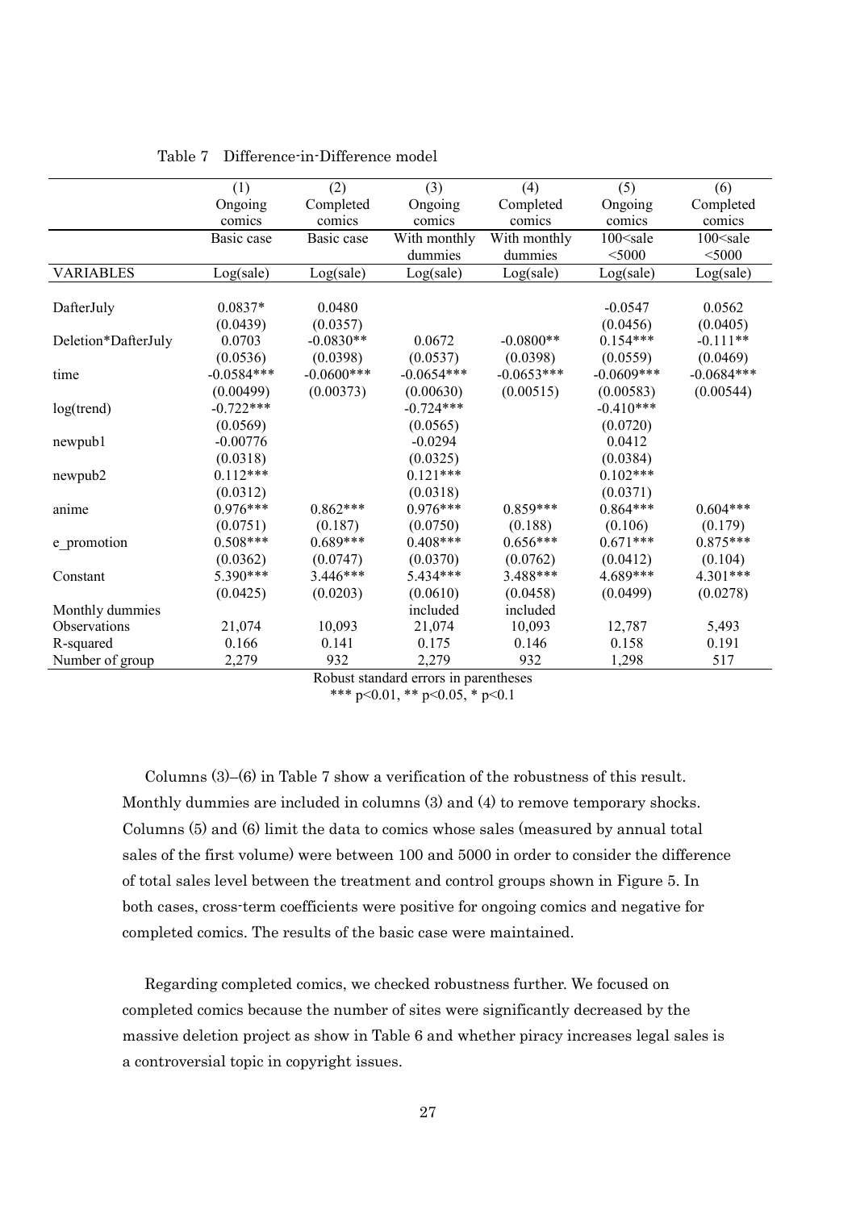Table 7 Difference-in-Difference model

| | (1) | (2) | (3) | (4) | (5) | (6) |
|---|---|---|---|---|---|---|
| | Ongoing comics | Completed comics | Ongoing comics | Completed comics | Ongoing comics | Completed comics |
| | Basic case | Basic case | With monthly dummies | With monthly dummies | 100<sale <5000 | 100<sale <5000 |
| VARIABLES | Log(sale) | Log(sale) | Log(sale) | Log(sale) | Log(sale) | Log(sale) |
| DafterJuly | 0.0837* | 0.0480 | | | -0.0547 | 0.0562 |
| | (0.0439) | (0.0357) | | | (0.0456) | (0.0405) |
| Deletion*DafterJuly | 0.0703 | -0.0830** | 0.0672 | -0.0800** | 0.154*** | -0.111** |
| | (0.0536) | (0.0398) | (0.0537) | (0.0398) | (0.0559) | (0.0469) |
| time | -0.0584*** | -0.0600*** | -0.0654*** | -0.0653*** | -0.0609*** | -0.0684*** |
| | (0.00499) | (0.00373) | (0.00630) | (0.00515) | (0.00583) | (0.00544) |
| log(trend) | -0.722*** | | -0.724*** | | -0.410*** | |
| | (0.0569) | | (0.0565) | | (0.0720) | |
| newpub1 | -0.00776 | | -0.0294 | | 0.0412 | |
| | (0.0318) | | (0.0325) | | (0.0384) | |
| newpub2 | 0.112*** | | 0.121*** | | 0.102*** | |
| | (0.0312) | | (0.0318) | | (0.0371) | |
| anime | 0.976*** | 0.862*** | 0.976*** | 0.859*** | 0.864*** | 0.604*** |
| | (0.0751) | (0.187) | (0.0750) | (0.188) | (0.106) | (0.179) |
| e_promotion | 0.508*** | 0.689*** | 0.408*** | 0.656*** | 0.671*** | 0.875*** |
| | (0.0362) | (0.0747) | (0.0370) | (0.0762) | (0.0412) | (0.104) |
| Constant | 5.390*** | 3.446*** | 5.434*** | 3.488*** | 4.689*** | 4.301*** |
| | (0.0425) | (0.0203) | (0.0610) | (0.0458) | (0.0499) | (0.0278) |
| Monthly dummies | | | included | included | | |
| Observations | 21,074 | 10,093 | 21,074 | 10,093 | 12,787 | 5,493 |
| R-squared | 0.166 | 0.141 | 0.175 | 0.146 | 0.158 | 0.191 |
| Number of group | 2,279 | 932 | 2,279 | 932 | 1,298 | 517 |

Robust standard errors in parentheses
*** p<0.01, ** p<0.05, * p<0.1

Columns (3)–(6) in Table 7 show a verification of the robustness of this result. Monthly dummies are included in columns (3) and (4) to remove temporary shocks. Columns (5) and (6) limit the data to comics whose sales (measured by annual total sales of the first volume) were between 100 and 5000 in order to consider the difference of total sales level between the treatment and control groups shown in Figure 5. In both cases, cross-term coefficients were positive for ongoing comics and negative for completed comics. The results of the basic case were maintained.

Regarding completed comics, we checked robustness further. We focused on completed comics because the number of sites were significantly decreased by the massive deletion project as show in Table 6 and whether piracy increases legal sales is a controversial topic in copyright issues.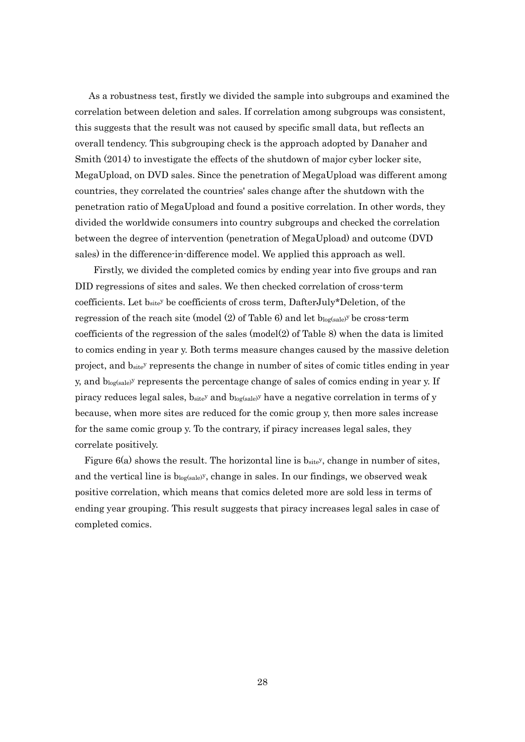As a robustness test, firstly we divided the sample into subgroups and examined the correlation between deletion and sales. If correlation among subgroups was consistent, this suggests that the result was not caused by specific small data, but reflects an overall tendency. This subgrouping check is the approach adopted by Danaher and Smith (2014) to investigate the effects of the shutdown of major cyber locker site, MegaUpload, on DVD sales. Since the penetration of MegaUpload was different among countries, they correlated the countries' sales change after the shutdown with the penetration ratio of MegaUpload and found a positive correlation. In other words, they divided the worldwide consumers into country subgroups and checked the correlation between the degree of intervention (penetration of MegaUpload) and outcome (DVD sales) in the difference-in-difference model. We applied this approach as well.

Firstly, we divided the completed comics by ending year into five groups and ran DID regressions of sites and sales. We then checked correlation of cross-term coefficients. Let $b_{site}^{y}$ be coefficients of cross term, DafterJuly*Deletion, of the regression of the reach site (model (2) of Table 6) and let $b_{log(sale)}^{y}$ be cross-term coefficients of the regression of the sales (model(2) of Table 8) when the data is limited to comics ending in year y. Both terms measure changes caused by the massive deletion project, and $b_{site}^{y}$ represents the change in number of sites of comic titles ending in year y, and $b_{log(sale)}^{y}$ represents the percentage change of sales of comics ending in year y. If piracy reduces legal sales, $b_{site}^{y}$ and $b_{log(sale)}^{y}$ have a negative correlation in terms of y because, when more sites are reduced for the comic group y, then more sales increase for the same comic group y. To the contrary, if piracy increases legal sales, they correlate positively.

Figure 6(a) shows the result. The horizontal line is $b_{site}^{y}$, change in number of sites, and the vertical line is $b_{log(sale)}^{y}$, change in sales. In our findings, we observed weak positive correlation, which means that comics deleted more are sold less in terms of ending year grouping. This result suggests that piracy increases legal sales in case of completed comics.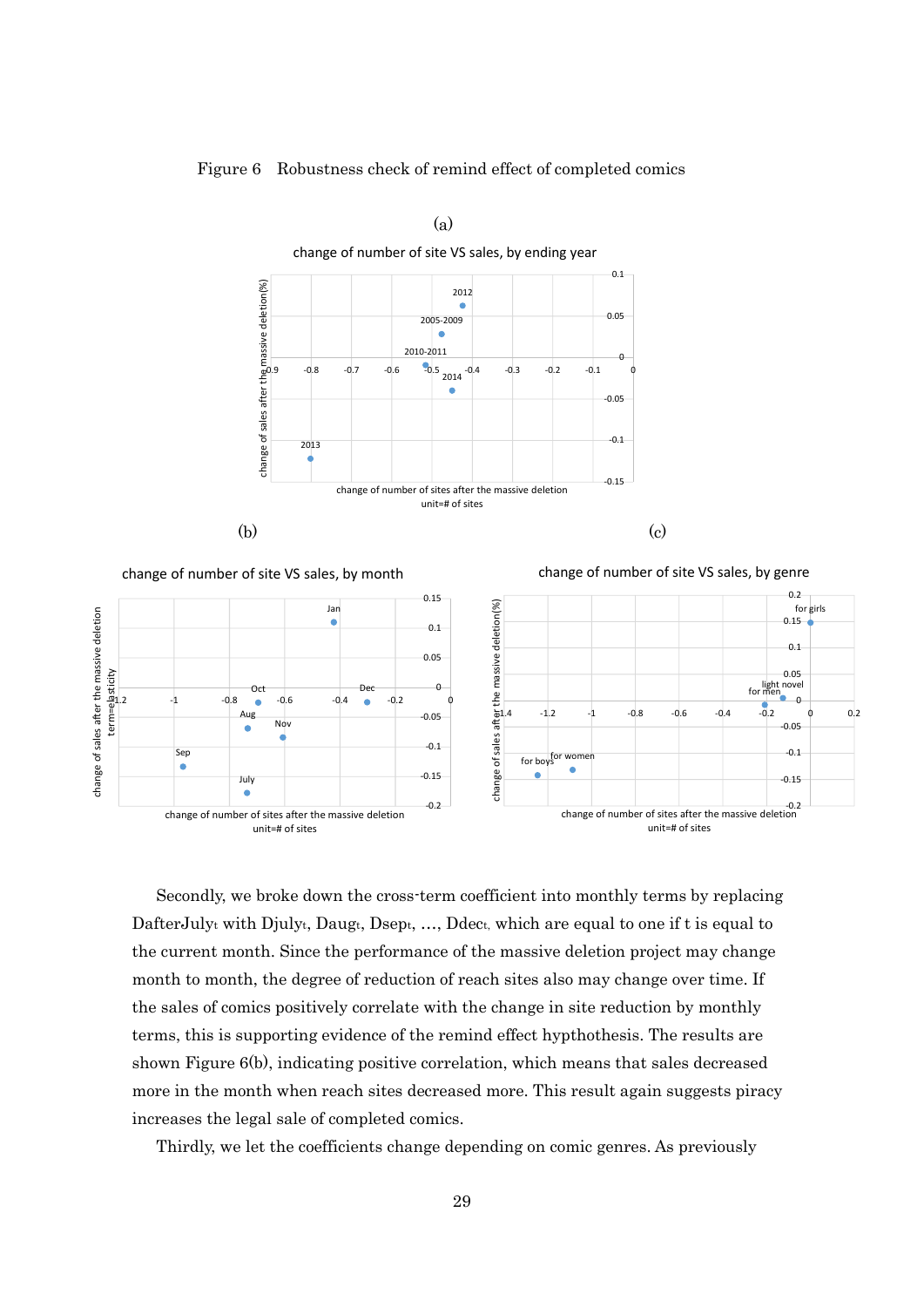Figure 6　Robustness check of remind effect of completed comics

(a)

(b)

(c)

Secondly, we broke down the cross-term coefficient into monthly terms by replacing $DafterJuly_t$ with $Djuly_t$, $Daug_t$, $Dsept_t$, ..., $Ddec_t$, which are equal to one if t is equal to the current month. Since the performance of the massive deletion project may change month to month, the degree of reduction of reach sites also may change over time. If the sales of comics positively correlate with the change in site reduction by monthly terms, this is supporting evidence of the remind effect hypthothesis. The results are shown Figure 6(b), indicating positive correlation, which means that sales decreased more in the month when reach sites decreased more. This result again suggests piracy increases the legal sale of completed comics.

Thirdly, we let the coefficients change depending on comic genres. As previously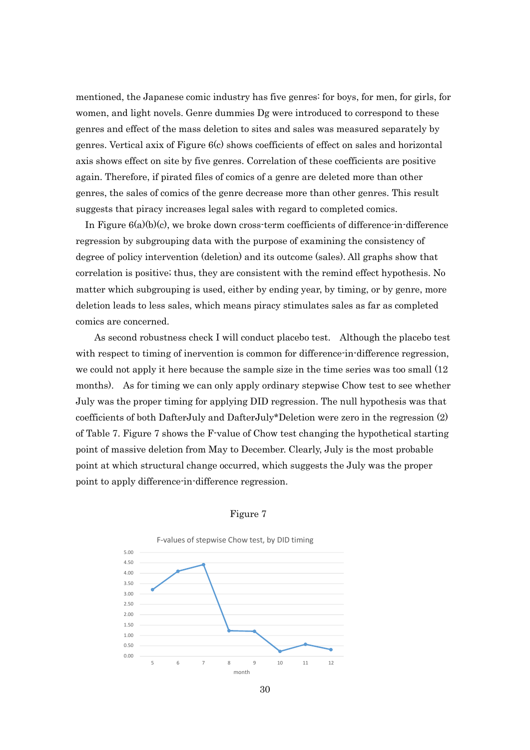mentioned, the Japanese comic industry has five genres: for boys, for men, for girls, for women, and light novels. Genre dummies Dg were introduced to correspond to these genres and effect of the mass deletion to sites and sales was measured separately by genres. Vertical axix of Figure 6(c) shows coefficients of effect on sales and horizontal axis shows effect on site by five genres. Correlation of these coefficients are positive again. Therefore, if pirated files of comics of a genre are deleted more than other genres, the sales of comics of the genre decrease more than other genres. This result suggests that piracy increases legal sales with regard to completed comics.

In Figure 6(a)(b)(c), we broke down cross-term coefficients of difference-in-difference regression by subgrouping data with the purpose of examining the consistency of degree of policy intervention (deletion) and its outcome (sales). All graphs show that correlation is positive; thus, they are consistent with the remind effect hypothesis. No matter which subgrouping is used, either by ending year, by timing, or by genre, more deletion leads to less sales, which means piracy stimulates sales as far as completed comics are concerned.

As second robustness check I will conduct placebo test. Although the placebo test with respect to timing of inervention is common for difference-in-difference regression, we could not apply it here because the sample size in the time series was too small (12 months). As for timing we can only apply ordinary stepwise Chow test to see whether July was the proper timing for applying DID regression. The null hypothesis was that coefficients of both DafterJuly and DafterJuly*Deletion were zero in the regression (2) of Table 7. Figure 7 shows the F-value of Chow test changing the hypothetical starting point of massive deletion from May to December. Clearly, July is the most probable point at which structural change occurred, which suggests the July was the proper point to apply difference-in-difference regression.

Figure 7

F-values of stepwise Chow test, by DID timing

| month | 5 | 6 | 7 | 8 | 9 | 10 | 11 | 12 |
|---|---|---|---|---|---|---|---|---|
| F-value | 3.20 | 4.10 | 4.40 | 1.22 | 1.20 | 0.22 | 0.56 | 0.30 |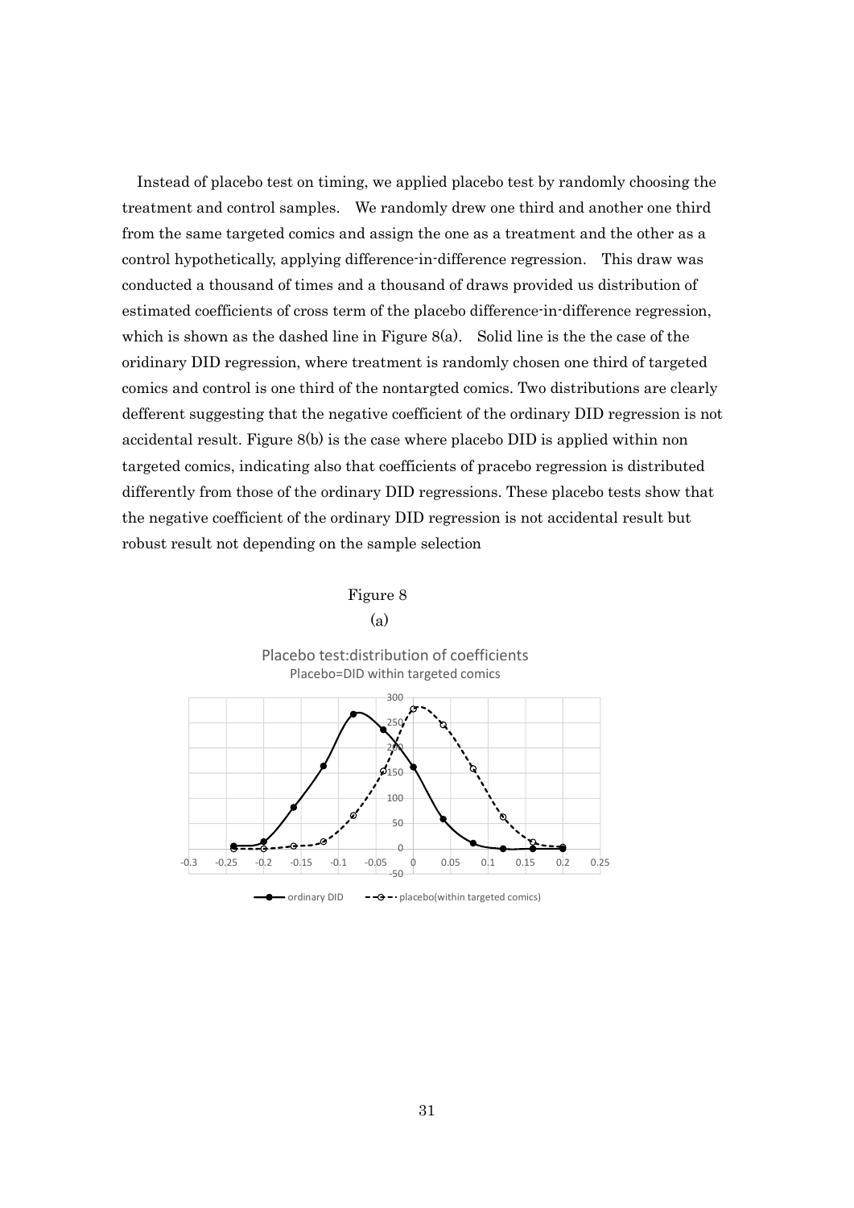Instead of placebo test on timing, we applied placebo test by randomly choosing the treatment and control samples. We randomly drew one third and another one third from the same targeted comics and assign the one as a treatment and the other as a control hypothetically, applying difference-in-difference regression. This draw was conducted a thousand of times and a thousand of draws provided us distribution of estimated coefficients of cross term of the placebo difference-in-difference regression, which is shown as the dashed line in Figure 8(a). Solid line is the the case of the oridinary DID regression, where treatment is randomly chosen one third of targeted comics and control is one third of the nontargted comics. Two distributions are clearly defferent suggesting that the negative coefficient of the ordinary DID regression is not accidental result. Figure 8(b) is the case where placebo DID is applied within non targeted comics, indicating also that coefficients of pracebo regression is distributed differently from those of the ordinary DID regressions. These placebo tests show that the negative coefficient of the ordinary DID regression is not accidental result but robust result not depending on the sample selection

Figure 8

(a)

Placebo test:distribution of coefficients

Placebo=DID within targeted comics

ordinary DID   placebo(within targeted comics)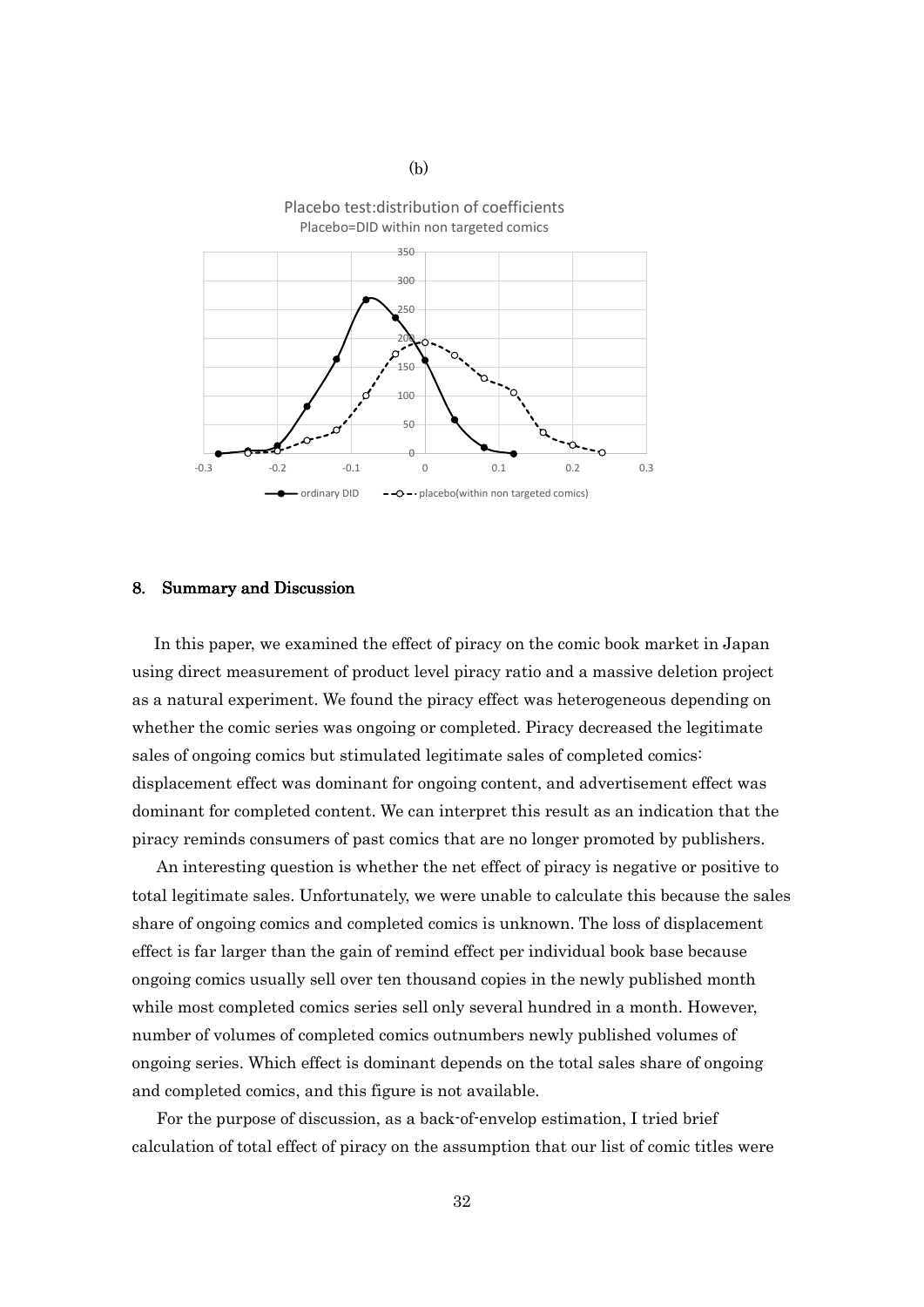(b)

Placebo test:distribution of coefficients

Placebo=DID within non targeted comics

## 8. Summary and Discussion

In this paper, we examined the effect of piracy on the comic book market in Japan using direct measurement of product level piracy ratio and a massive deletion project as a natural experiment. We found the piracy effect was heterogeneous depending on whether the comic series was ongoing or completed. Piracy decreased the legitimate sales of ongoing comics but stimulated legitimate sales of completed comics: displacement effect was dominant for ongoing content, and advertisement effect was dominant for completed content. We can interpret this result as an indication that the piracy reminds consumers of past comics that are no longer promoted by publishers.

An interesting question is whether the net effect of piracy is negative or positive to total legitimate sales. Unfortunately, we were unable to calculate this because the sales share of ongoing comics and completed comics is unknown. The loss of displacement effect is far larger than the gain of remind effect per individual book base because ongoing comics usually sell over ten thousand copies in the newly published month while most completed comics series sell only several hundred in a month. However, number of volumes of completed comics outnumbers newly published volumes of ongoing series. Which effect is dominant depends on the total sales share of ongoing and completed comics, and this figure is not available.

For the purpose of discussion, as a back-of-envelop estimation, I tried brief calculation of total effect of piracy on the assumption that our list of comic titles were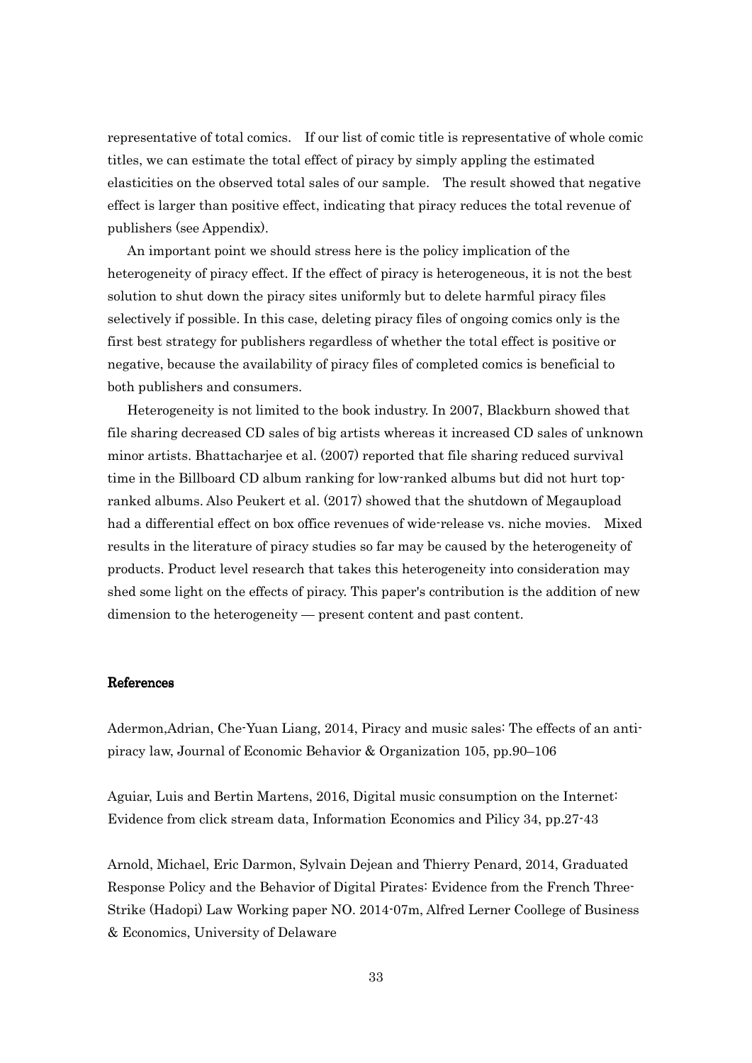representative of total comics. If our list of comic title is representative of whole comic titles, we can estimate the total effect of piracy by simply appling the estimated elasticities on the observed total sales of our sample. The result showed that negative effect is larger than positive effect, indicating that piracy reduces the total revenue of publishers (see Appendix).

An important point we should stress here is the policy implication of the heterogeneity of piracy effect. If the effect of piracy is heterogeneous, it is not the best solution to shut down the piracy sites uniformly but to delete harmful piracy files selectively if possible. In this case, deleting piracy files of ongoing comics only is the first best strategy for publishers regardless of whether the total effect is positive or negative, because the availability of piracy files of completed comics is beneficial to both publishers and consumers.

Heterogeneity is not limited to the book industry. In 2007, Blackburn showed that file sharing decreased CD sales of big artists whereas it increased CD sales of unknown minor artists. Bhattacharjee et al. (2007) reported that file sharing reduced survival time in the Billboard CD album ranking for low-ranked albums but did not hurt top-ranked albums. Also Peukert et al. (2017) showed that the shutdown of Megaupload had a differential effect on box office revenues of wide-release vs. niche movies. Mixed results in the literature of piracy studies so far may be caused by the heterogeneity of products. Product level research that takes this heterogeneity into consideration may shed some light on the effects of piracy. This paper's contribution is the addition of new dimension to the heterogeneity — present content and past content.

## References

Adermon,Adrian, Che-Yuan Liang, 2014, Piracy and music sales: The effects of an anti-piracy law, Journal of Economic Behavior & Organization 105, pp.90–106

Aguiar, Luis and Bertin Martens, 2016, Digital music consumption on the Internet: Evidence from click stream data, Information Economics and Pilicy 34, pp.27-43

Arnold, Michael, Eric Darmon, Sylvain Dejean and Thierry Penard, 2014, Graduated Response Policy and the Behavior of Digital Pirates: Evidence from the French Three-Strike (Hadopi) Law Working paper NO. 2014-07m, Alfred Lerner Coollege of Business & Economics, University of Delaware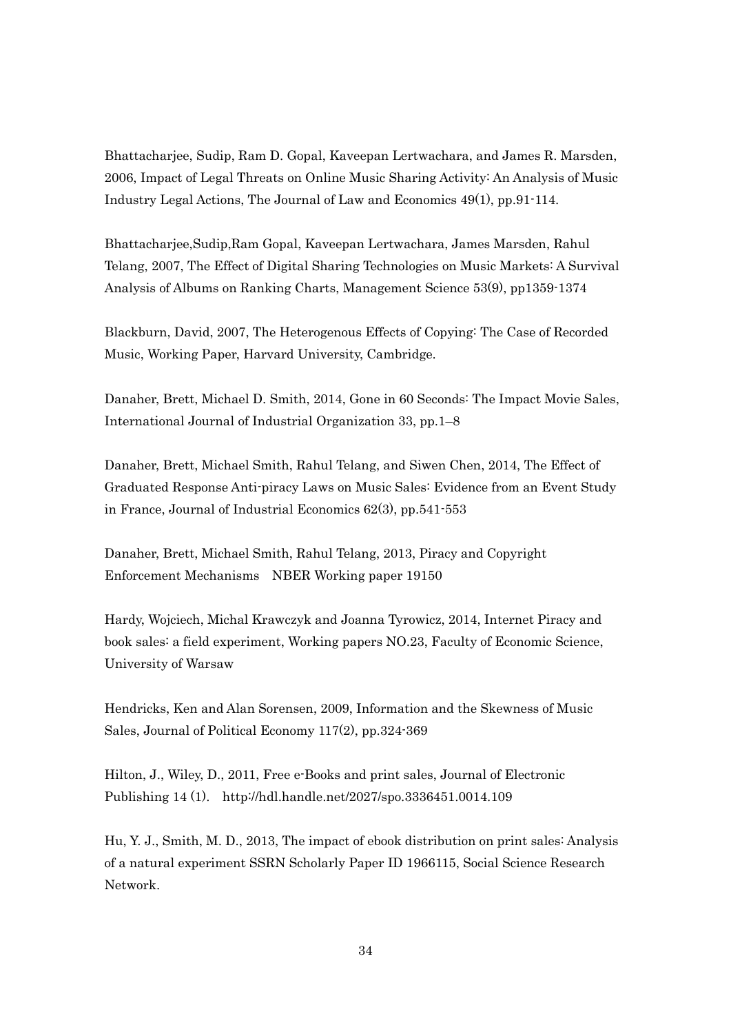Bhattacharjee, Sudip, Ram D. Gopal, Kaveepan Lertwachara, and James R. Marsden, 2006, Impact of Legal Threats on Online Music Sharing Activity: An Analysis of Music Industry Legal Actions, The Journal of Law and Economics 49(1), pp.91-114.

Bhattacharjee,Sudip,Ram Gopal, Kaveepan Lertwachara, James Marsden, Rahul Telang, 2007, The Effect of Digital Sharing Technologies on Music Markets: A Survival Analysis of Albums on Ranking Charts, Management Science 53(9), pp1359-1374

Blackburn, David, 2007, The Heterogenous Effects of Copying: The Case of Recorded Music, Working Paper, Harvard University, Cambridge.

Danaher, Brett, Michael D. Smith, 2014, Gone in 60 Seconds: The Impact Movie Sales, International Journal of Industrial Organization 33, pp.1–8

Danaher, Brett, Michael Smith, Rahul Telang, and Siwen Chen, 2014, The Effect of Graduated Response Anti-piracy Laws on Music Sales: Evidence from an Event Study in France, Journal of Industrial Economics 62(3), pp.541-553

Danaher, Brett, Michael Smith, Rahul Telang, 2013, Piracy and Copyright Enforcement Mechanisms　NBER Working paper 19150

Hardy, Wojciech, Michal Krawczyk and Joanna Tyrowicz, 2014, Internet Piracy and book sales: a field experiment, Working papers NO.23, Faculty of Economic Science, University of Warsaw

Hendricks, Ken and Alan Sorensen, 2009, Information and the Skewness of Music Sales, Journal of Political Economy 117(2), pp.324-369

Hilton, J., Wiley, D., 2011, Free e-Books and print sales, Journal of Electronic Publishing 14 (1).　http://hdl.handle.net/2027/spo.3336451.0014.109

Hu, Y. J., Smith, M. D., 2013, The impact of ebook distribution on print sales: Analysis of a natural experiment SSRN Scholarly Paper ID 1966115, Social Science Research Network.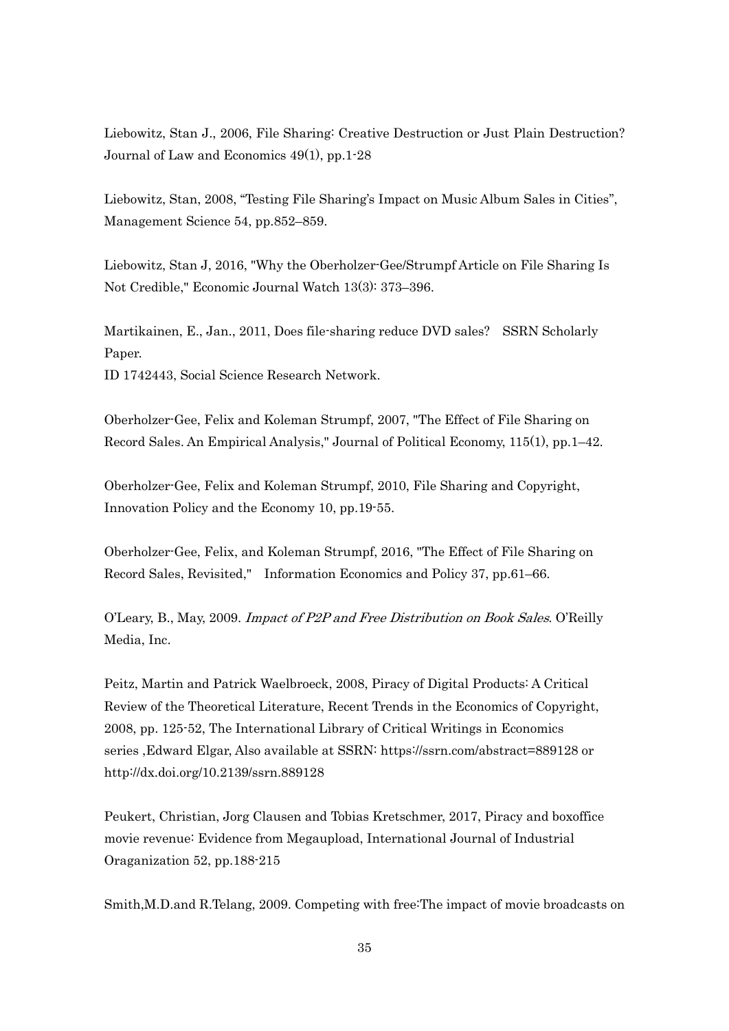Liebowitz, Stan J., 2006, File Sharing: Creative Destruction or Just Plain Destruction? Journal of Law and Economics 49(1), pp.1-28

Liebowitz, Stan, 2008, "Testing File Sharing's Impact on Music Album Sales in Cities", Management Science 54, pp.852–859.

Liebowitz, Stan J, 2016, "Why the Oberholzer-Gee/Strumpf Article on File Sharing Is Not Credible," Economic Journal Watch 13(3): 373–396.

Martikainen, E., Jan., 2011, Does file-sharing reduce DVD sales?　SSRN Scholarly Paper.
ID 1742443, Social Science Research Network.

Oberholzer-Gee, Felix and Koleman Strumpf, 2007, "The Effect of File Sharing on Record Sales. An Empirical Analysis," Journal of Political Economy, 115(1), pp.1–42.

Oberholzer-Gee, Felix and Koleman Strumpf, 2010, File Sharing and Copyright, Innovation Policy and the Economy 10, pp.19-55.

Oberholzer-Gee, Felix, and Koleman Strumpf, 2016, "The Effect of File Sharing on Record Sales, Revisited,"　Information Economics and Policy 37, pp.61–66.

O'Leary, B., May, 2009. *Impact of P2P and Free Distribution on Book Sales*. O'Reilly Media, Inc.

Peitz, Martin and Patrick Waelbroeck, 2008, Piracy of Digital Products: A Critical Review of the Theoretical Literature, Recent Trends in the Economics of Copyright, 2008, pp. 125-52, The International Library of Critical Writings in Economics series ,Edward Elgar, Also available at SSRN: https://ssrn.com/abstract=889128 or http://dx.doi.org/10.2139/ssrn.889128

Peukert, Christian, Jorg Clausen and Tobias Kretschmer, 2017, Piracy and boxoffice movie revenue: Evidence from Megaupload, International Journal of Industrial Oraganization 52, pp.188-215

Smith,M.D.and R.Telang, 2009. Competing with free:The impact of movie broadcasts on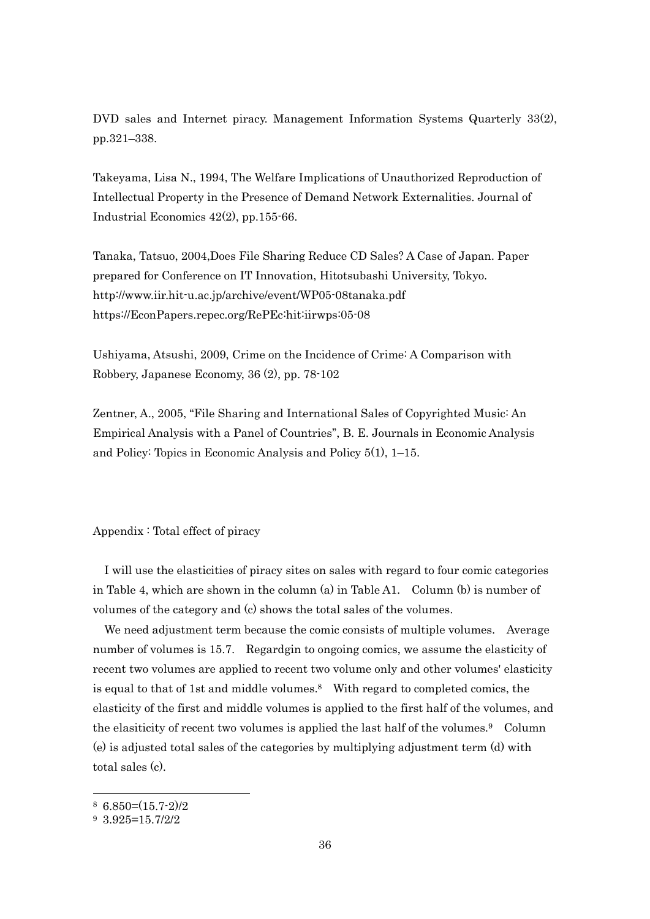DVD sales and Internet piracy. Management Information Systems Quarterly 33(2), pp.321–338.

Takeyama, Lisa N., 1994, The Welfare Implications of Unauthorized Reproduction of Intellectual Property in the Presence of Demand Network Externalities. Journal of Industrial Economics 42(2), pp.155-66.

Tanaka, Tatsuo, 2004,Does File Sharing Reduce CD Sales? A Case of Japan. Paper prepared for Conference on IT Innovation, Hitotsubashi University, Tokyo. http://www.iir.hit-u.ac.jp/archive/event/WP05-08tanaka.pdf https://EconPapers.repec.org/RePEc:hit:iirwps:05-08

Ushiyama, Atsushi, 2009, Crime on the Incidence of Crime: A Comparison with Robbery, Japanese Economy, 36 (2), pp. 78-102

Zentner, A., 2005, "File Sharing and International Sales of Copyrighted Music: An Empirical Analysis with a Panel of Countries", B. E. Journals in Economic Analysis and Policy: Topics in Economic Analysis and Policy 5(1), 1–15.

## Appendix : Total effect of piracy

I will use the elasticities of piracy sites on sales with regard to four comic categories in Table 4, which are shown in the column (a) in Table A1. Column (b) is number of volumes of the category and (c) shows the total sales of the volumes.

We need adjustment term because the comic consists of multiple volumes. Average number of volumes is 15.7. Regardgin to ongoing comics, we assume the elasticity of recent two volumes are applied to recent two volume only and other volumes' elasticity is equal to that of 1st and middle volumes.[8] With regard to completed comics, the elasticity of the first and middle volumes is applied to the first half of the volumes, and the elasiticity of recent two volumes is applied the last half of the volumes.[9] Column (e) is adjusted total sales of the categories by multiplying adjustment term (d) with total sales (c).

---

[8] 6.850=(15.7-2)/2

[9] 3.925=15.7/2/2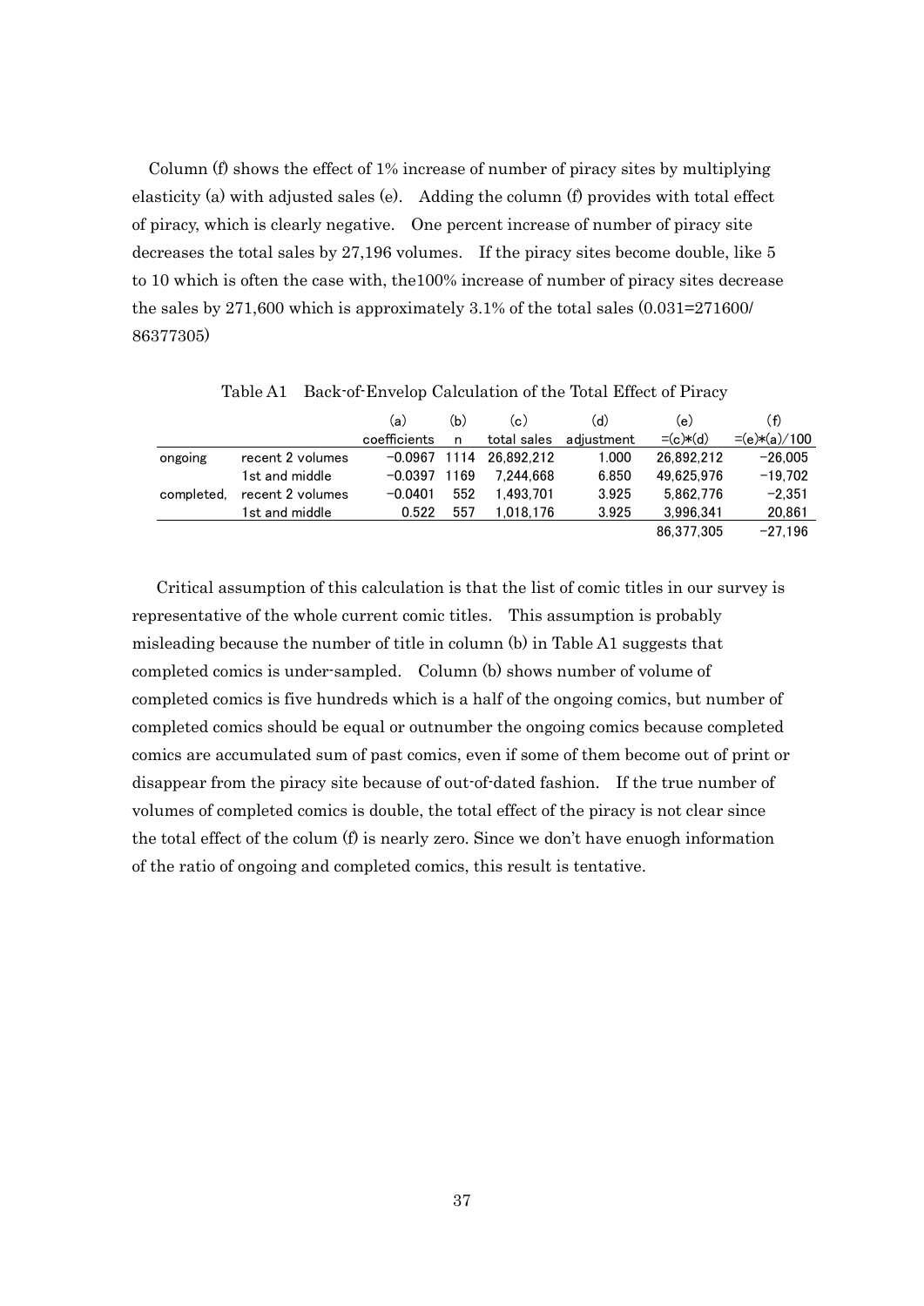Column (f) shows the effect of 1% increase of number of piracy sites by multiplying elasticity (a) with adjusted sales (e). Adding the column (f) provides with total effect of piracy, which is clearly negative. One percent increase of number of piracy site decreases the total sales by 27,196 volumes. If the piracy sites become double, like 5 to 10 which is often the case with, the100% increase of number of piracy sites decrease the sales by 271,600 which is approximately 3.1% of the total sales (0.031=271600/ 86377305)

Table A1 Back-of-Envelop Calculation of the Total Effect of Piracy

| | | (a) | (b) | (c) | (d) | (e) | (f) |
|---|---|---|---|---|---|---|---|
| | | coefficients | n | total sales | adjustment | =(c)*(d) | =(e)*(a)/100 |
| ongoing | recent 2 volumes | −0.0967 | 1114 | 26,892,212 | 1.000 | 26,892,212 | −26,005 |
| | 1st and middle | −0.0397 | 1169 | 7,244,668 | 6.850 | 49,625,976 | −19,702 |
| completed, | recent 2 volumes | −0.0401 | 552 | 1,493,701 | 3.925 | 5,862,776 | −2,351 |
| | 1st and middle | 0.522 | 557 | 1,018,176 | 3.925 | 3,996,341 | 20,861 |
| | | | | | | 86,377,305 | −27,196 |

Critical assumption of this calculation is that the list of comic titles in our survey is representative of the whole current comic titles. This assumption is probably misleading because the number of title in column (b) in Table A1 suggests that completed comics is under-sampled. Column (b) shows number of volume of completed comics is five hundreds which is a half of the ongoing comics, but number of completed comics should be equal or outnumber the ongoing comics because completed comics are accumulated sum of past comics, even if some of them become out of print or disappear from the piracy site because of out-of-dated fashion. If the true number of volumes of completed comics is double, the total effect of the piracy is not clear since the total effect of the colum (f) is nearly zero. Since we don't have enuogh information of the ratio of ongoing and completed comics, this result is tentative.